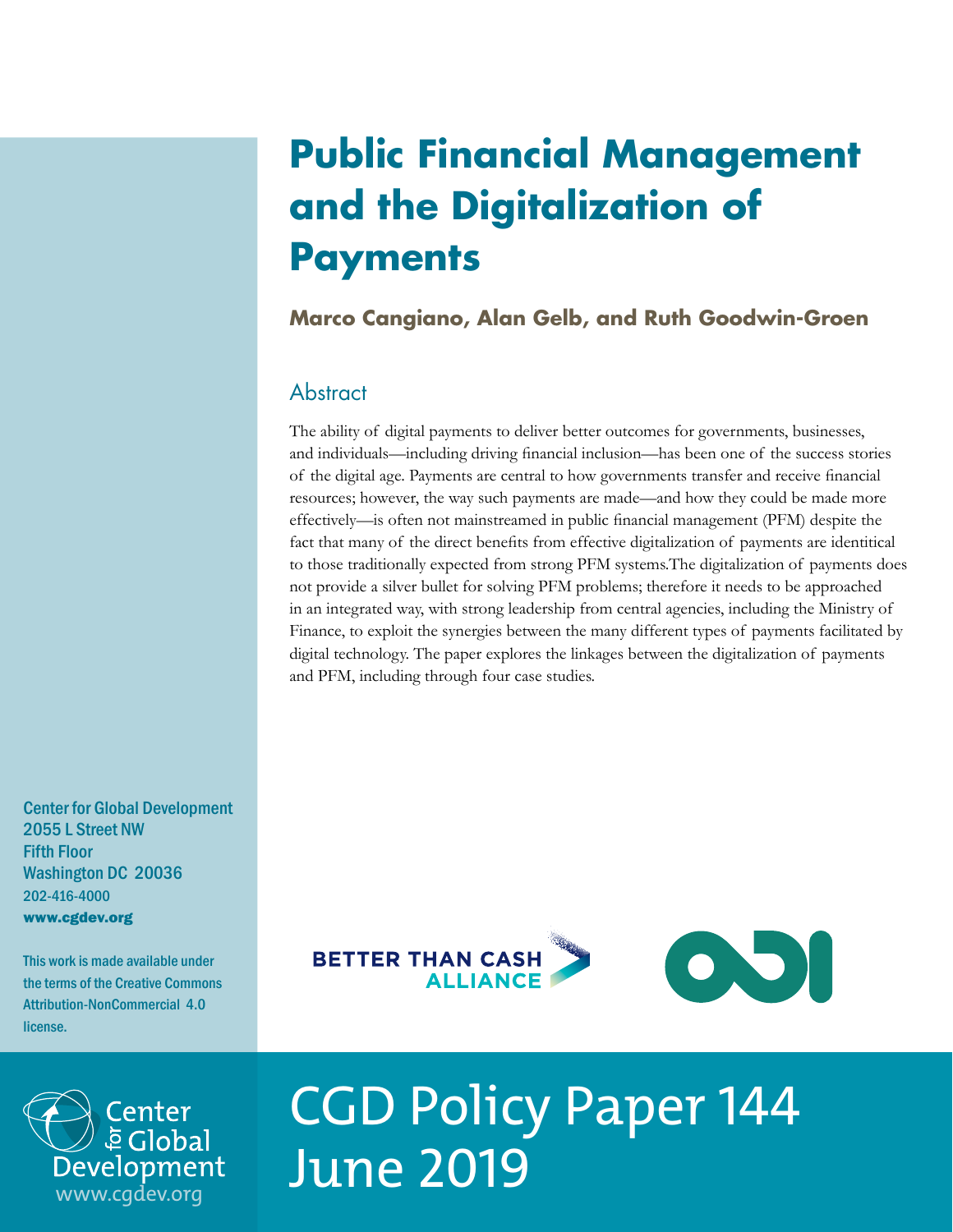# Public Financial Management and the Digitalization of Payments

**Marco Cangiano, Alan Gelb, and Ruth Goodwin-Groen**

## Abstract

The ability of digital payments to deliver better outcomes for governments, businesses, and individuals—including driving financial inclusion—has been one of the success stories of the digital age. Payments are central to how governments transfer and receive financial resources; however, the way such payments are made—and how they could be made more effectively—is often not mainstreamed in public financial management (PFM) despite the fact that many of the direct benefits from effective digitalization of payments are identical to those traditionally expected from strong PFM systems.The digitalization of payments does not provide a silver bullet for solving PFM problems; therefore it needs to be approached in an integrated way, with strong leadership from central agencies, including the Ministry of Finance, to exploit the synergies between the many different types of payments facilitated by digital technology. The paper explores the linkages between the digitalization of payments and PFM, including through four case studies.

Center for Global Development
2055 L Street NW
Fifth Floor
Washington DC 20036
202-416-4000
www.cgdev.org

This work is made available under the terms of the Creative Commons Attribution-NonCommercial 4.0 license.

BETTER THAN CASH ALLIANCE

ODI

Center for Global Development
www.cgdev.org

CGD Policy Paper 144
June 2019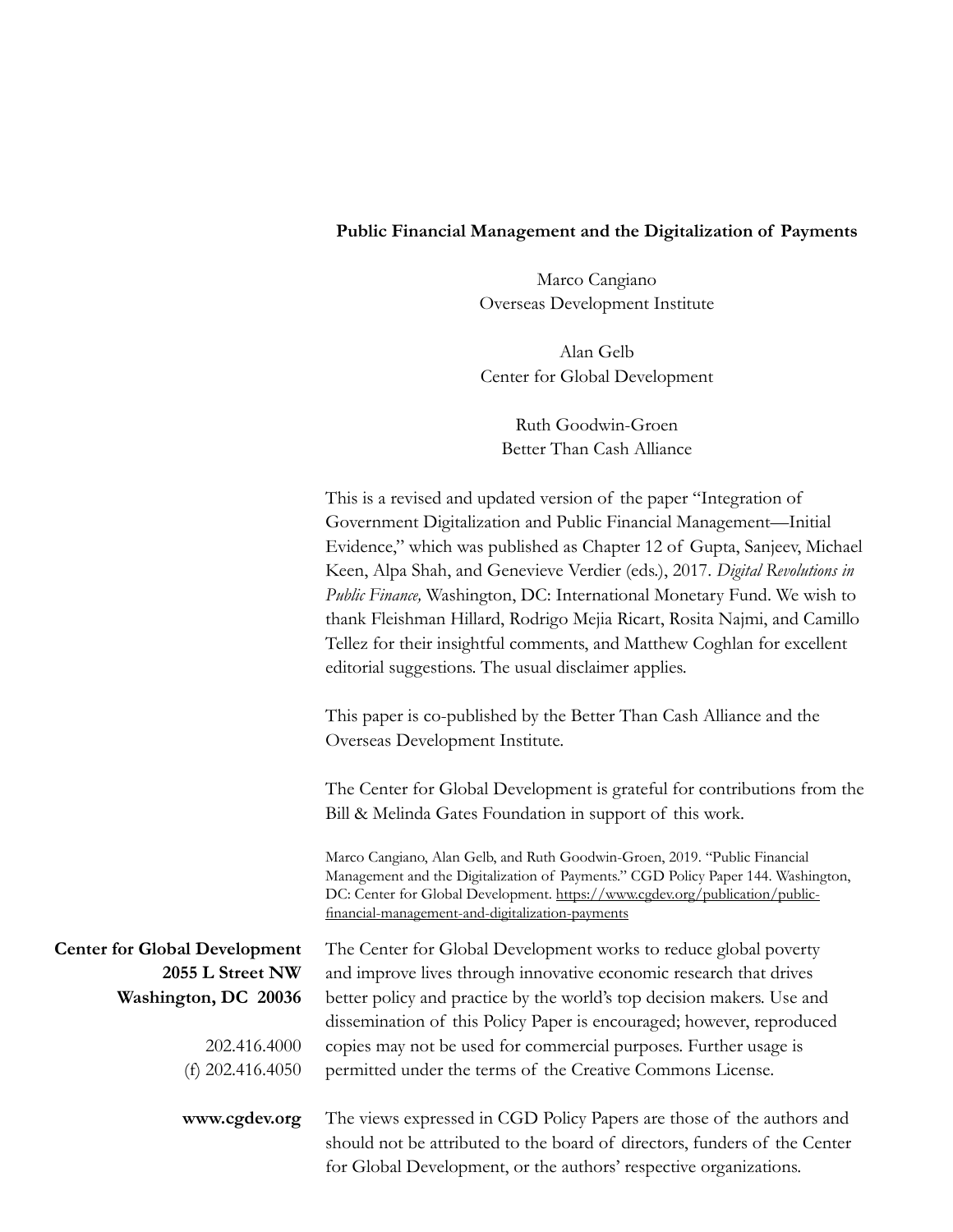**Public Financial Management and the Digitalization of Payments**

Marco Cangiano
Overseas Development Institute

Alan Gelb
Center for Global Development

Ruth Goodwin-Groen
Better Than Cash Alliance

This is a revised and updated version of the paper "Integration of Government Digitalization and Public Financial Management—Initial Evidence," which was published as Chapter 12 of Gupta, Sanjeev, Michael Keen, Alpa Shah, and Genevieve Verdier (eds.), 2017. *Digital Revolutions in Public Finance,* Washington, DC: International Monetary Fund. We wish to thank Fleishman Hillard, Rodrigo Mejia Ricart, Rosita Najmi, and Camillo Tellez for their insightful comments, and Matthew Coghlan for excellent editorial suggestions. The usual disclaimer applies.

This paper is co-published by the Better Than Cash Alliance and the Overseas Development Institute.

The Center for Global Development is grateful for contributions from the Bill & Melinda Gates Foundation in support of this work.

Marco Cangiano, Alan Gelb, and Ruth Goodwin-Groen, 2019. "Public Financial Management and the Digitalization of Payments." CGD Policy Paper 144. Washington, DC: Center for Global Development. https://www.cgdev.org/publication/public-financial-management-and-digitalization-payments

**Center for Global Development**
**2055 L Street NW**
**Washington, DC 20036**

202.416.4000
(f) 202.416.4050

**www.cgdev.org**

The Center for Global Development works to reduce global poverty and improve lives through innovative economic research that drives better policy and practice by the world's top decision makers. Use and dissemination of this Policy Paper is encouraged; however, reproduced copies may not be used for commercial purposes. Further usage is permitted under the terms of the Creative Commons License.

The views expressed in CGD Policy Papers are those of the authors and should not be attributed to the board of directors, funders of the Center for Global Development, or the authors' respective organizations.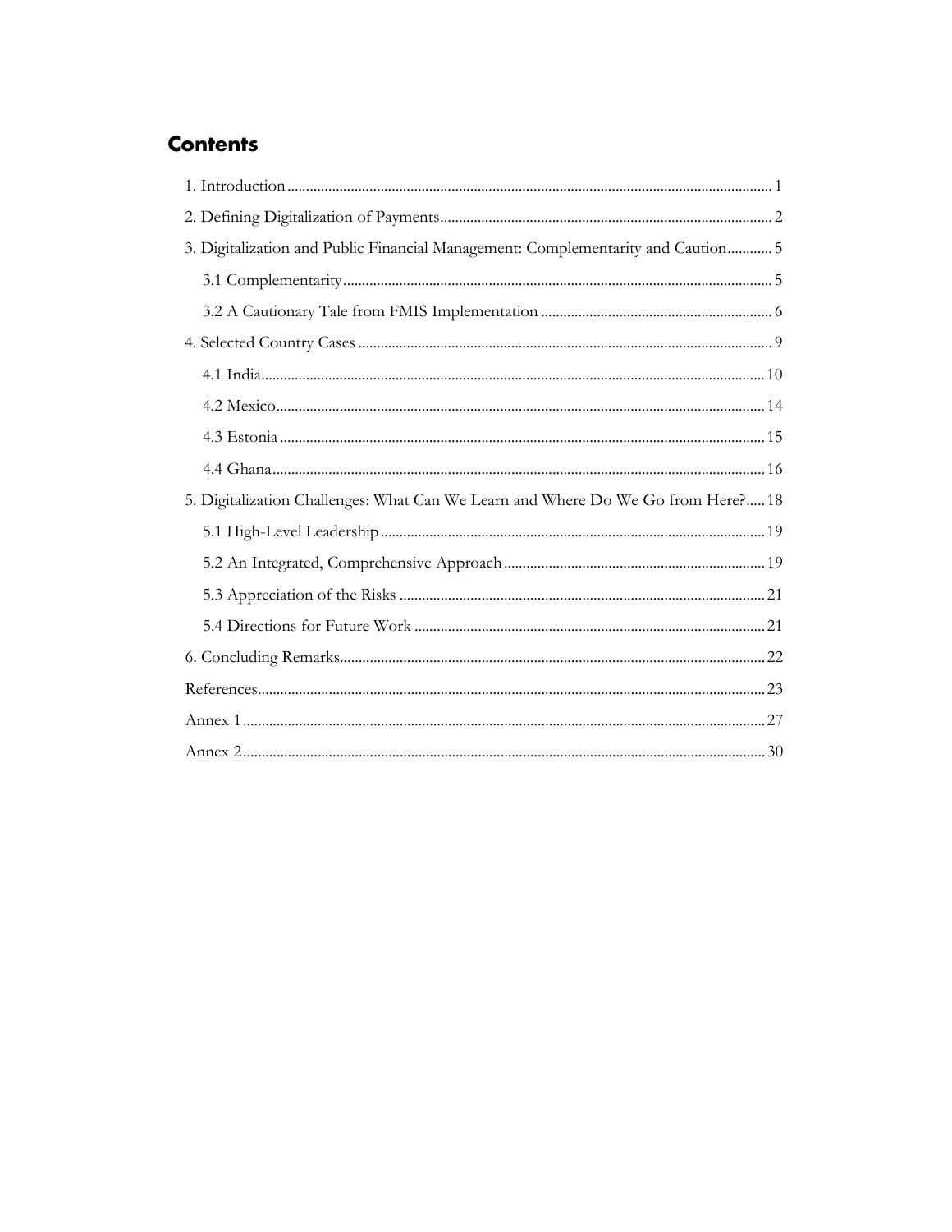# Contents

1. Introduction ............ 1
2. Defining Digitalization of Payments ............ 2
3. Digitalization and Public Financial Management: Complementarity and Caution ............ 5
    - 3.1 Complementarity ............ 5
    - 3.2 A Cautionary Tale from FMIS Implementation ............ 6
4. Selected Country Cases ............ 9
    - 4.1 India ............ 10
    - 4.2 Mexico ............ 14
    - 4.3 Estonia ............ 15
    - 4.4 Ghana ............ 16
5. Digitalization Challenges: What Can We Learn and Where Do We Go from Here? ............ 18
    - 5.1 High-Level Leadership ............ 19
    - 5.2 An Integrated, Comprehensive Approach ............ 19
    - 5.3 Appreciation of the Risks ............ 21
    - 5.4 Directions for Future Work ............ 21
6. Concluding Remarks ............ 22

References ............ 23

Annex 1 ............ 27

Annex 2 ............ 30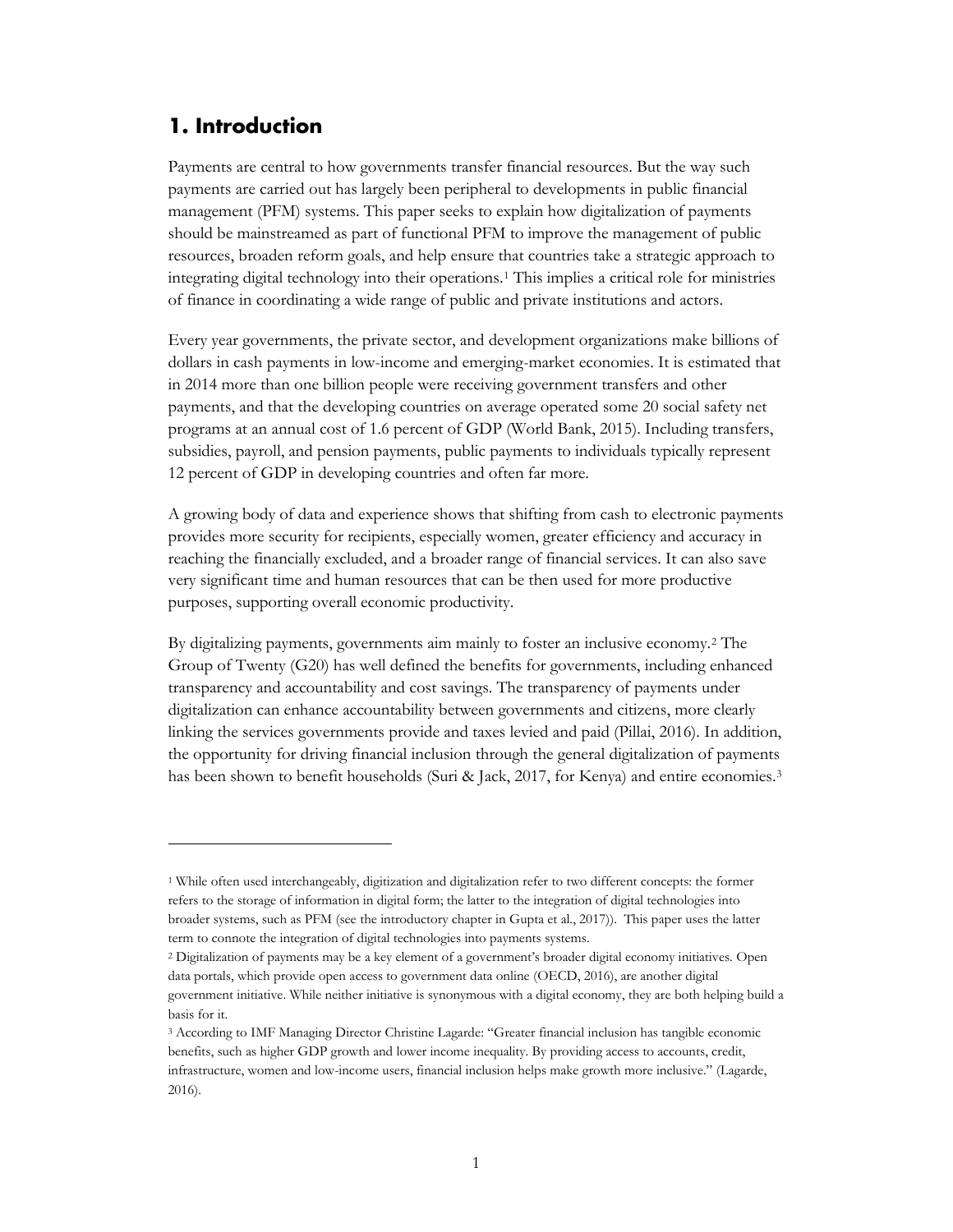## 1. Introduction

Payments are central to how governments transfer financial resources. But the way such payments are carried out has largely been peripheral to developments in public financial management (PFM) systems. This paper seeks to explain how digitalization of payments should be mainstreamed as part of functional PFM to improve the management of public resources, broaden reform goals, and help ensure that countries take a strategic approach to integrating digital technology into their operations.[1] This implies a critical role for ministries of finance in coordinating a wide range of public and private institutions and actors.

Every year governments, the private sector, and development organizations make billions of dollars in cash payments in low-income and emerging-market economies. It is estimated that in 2014 more than one billion people were receiving government transfers and other payments, and that the developing countries on average operated some 20 social safety net programs at an annual cost of 1.6 percent of GDP (World Bank, 2015). Including transfers, subsidies, payroll, and pension payments, public payments to individuals typically represent 12 percent of GDP in developing countries and often far more.

A growing body of data and experience shows that shifting from cash to electronic payments provides more security for recipients, especially women, greater efficiency and accuracy in reaching the financially excluded, and a broader range of financial services. It can also save very significant time and human resources that can be then used for more productive purposes, supporting overall economic productivity.

By digitalizing payments, governments aim mainly to foster an inclusive economy.[2] The Group of Twenty (G20) has well defined the benefits for governments, including enhanced transparency and accountability and cost savings. The transparency of payments under digitalization can enhance accountability between governments and citizens, more clearly linking the services governments provide and taxes levied and paid (Pillai, 2016). In addition, the opportunity for driving financial inclusion through the general digitalization of payments has been shown to benefit households (Suri & Jack, 2017, for Kenya) and entire economies.[3]

---

[1] While often used interchangeably, digitization and digitalization refer to two different concepts: the former refers to the storage of information in digital form; the latter to the integration of digital technologies into broader systems, such as PFM (see the introductory chapter in Gupta et al., 2017)). This paper uses the latter term to connote the integration of digital technologies into payments systems.

[2] Digitalization of payments may be a key element of a government's broader digital economy initiatives. Open data portals, which provide open access to government data online (OECD, 2016), are another digital government initiative. While neither initiative is synonymous with a digital economy, they are both helping build a basis for it.

[3] According to IMF Managing Director Christine Lagarde: "Greater financial inclusion has tangible economic benefits, such as higher GDP growth and lower income inequality. By providing access to accounts, credit, infrastructure, women and low-income users, financial inclusion helps make growth more inclusive." (Lagarde, 2016).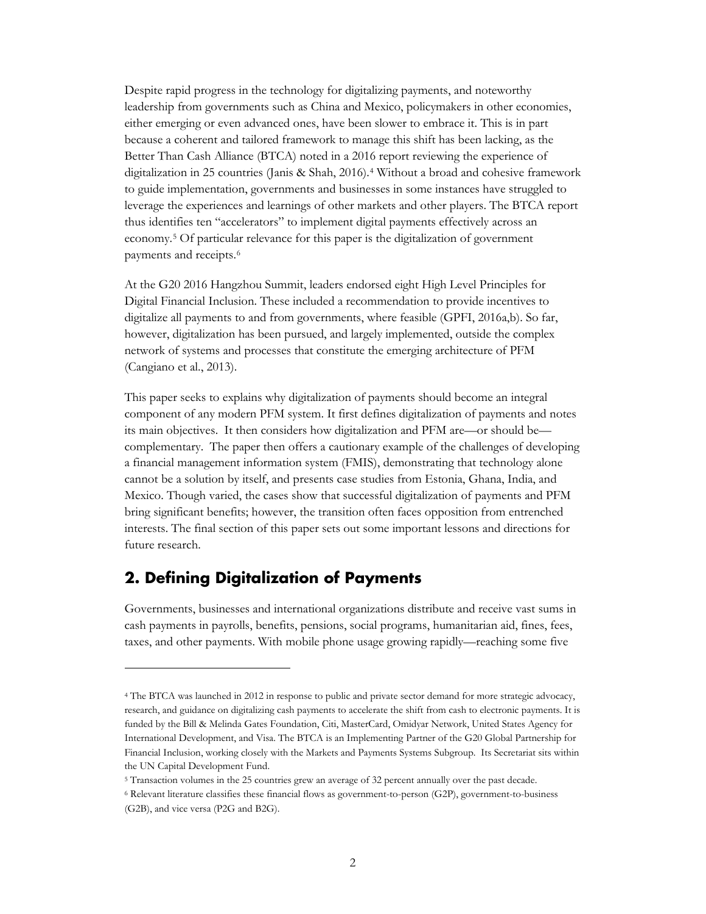Despite rapid progress in the technology for digitalizing payments, and noteworthy leadership from governments such as China and Mexico, policymakers in other economies, either emerging or even advanced ones, have been slower to embrace it. This is in part because a coherent and tailored framework to manage this shift has been lacking, as the Better Than Cash Alliance (BTCA) noted in a 2016 report reviewing the experience of digitalization in 25 countries (Janis & Shah, 2016).[4] Without a broad and cohesive framework to guide implementation, governments and businesses in some instances have struggled to leverage the experiences and learnings of other markets and other players. The BTCA report thus identifies ten "accelerators" to implement digital payments effectively across an economy.[5] Of particular relevance for this paper is the digitalization of government payments and receipts.[6]

At the G20 2016 Hangzhou Summit, leaders endorsed eight High Level Principles for Digital Financial Inclusion. These included a recommendation to provide incentives to digitalize all payments to and from governments, where feasible (GPFI, 2016a,b). So far, however, digitalization has been pursued, and largely implemented, outside the complex network of systems and processes that constitute the emerging architecture of PFM (Cangiano et al., 2013).

This paper seeks to explains why digitalization of payments should become an integral component of any modern PFM system. It first defines digitalization of payments and notes its main objectives. It then considers how digitalization and PFM are—or should be—complementary. The paper then offers a cautionary example of the challenges of developing a financial management information system (FMIS), demonstrating that technology alone cannot be a solution by itself, and presents case studies from Estonia, Ghana, India, and Mexico. Though varied, the cases show that successful digitalization of payments and PFM bring significant benefits; however, the transition often faces opposition from entrenched interests. The final section of this paper sets out some important lessons and directions for future research.

## 2. Defining Digitalization of Payments

Governments, businesses and international organizations distribute and receive vast sums in cash payments in payrolls, benefits, pensions, social programs, humanitarian aid, fines, fees, taxes, and other payments. With mobile phone usage growing rapidly—reaching some five

---

[4] The BTCA was launched in 2012 in response to public and private sector demand for more strategic advocacy, research, and guidance on digitalizing cash payments to accelerate the shift from cash to electronic payments. It is funded by the Bill & Melinda Gates Foundation, Citi, MasterCard, Omidyar Network, United States Agency for International Development, and Visa. The BTCA is an Implementing Partner of the G20 Global Partnership for Financial Inclusion, working closely with the Markets and Payments Systems Subgroup. Its Secretariat sits within the UN Capital Development Fund.

[5] Transaction volumes in the 25 countries grew an average of 32 percent annually over the past decade.

[6] Relevant literature classifies these financial flows as government-to-person (G2P), government-to-business (G2B), and vice versa (P2G and B2G).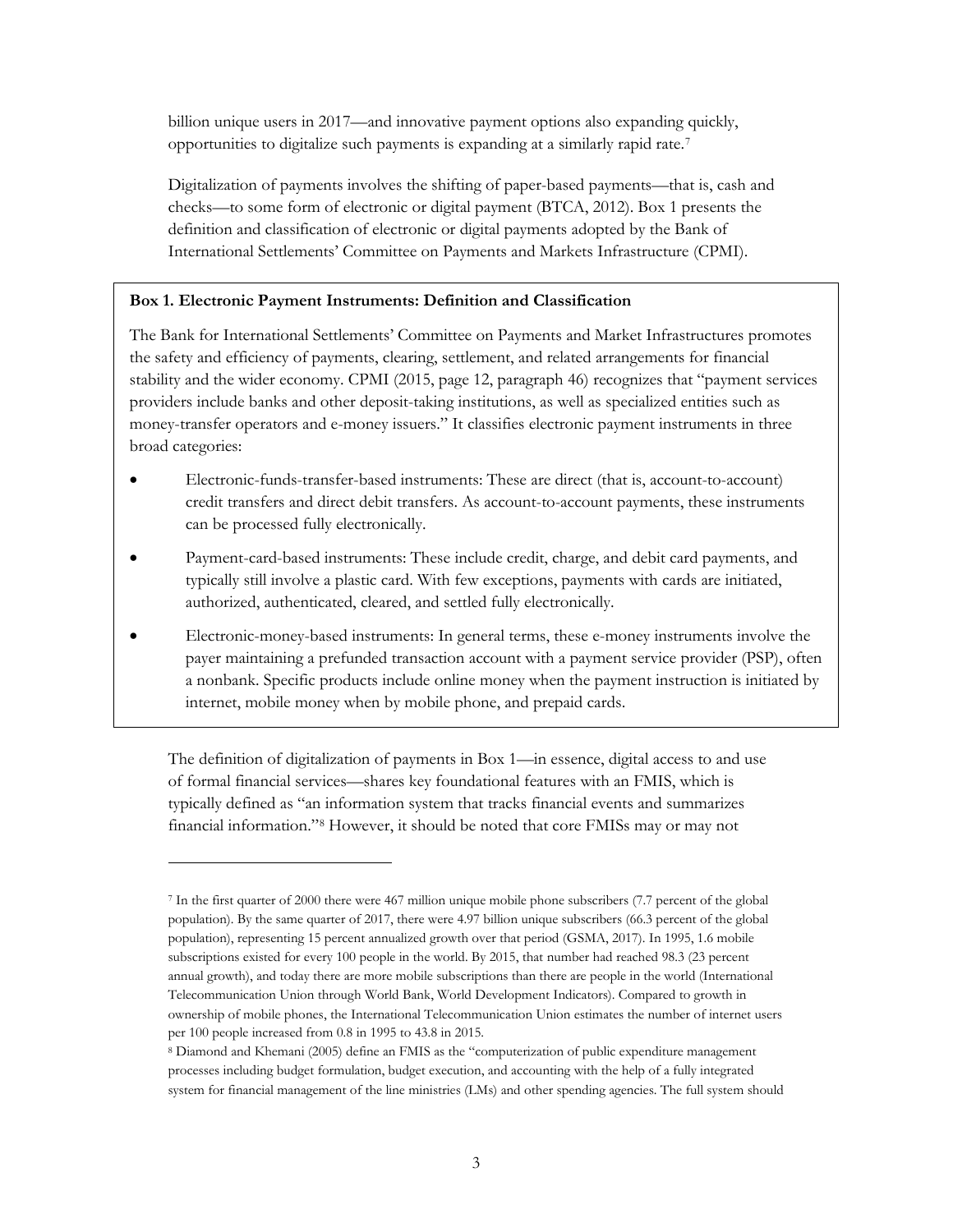billion unique users in 2017—and innovative payment options also expanding quickly, opportunities to digitalize such payments is expanding at a similarly rapid rate.[7]

Digitalization of payments involves the shifting of paper-based payments—that is, cash and checks—to some form of electronic or digital payment (BTCA, 2012). Box 1 presents the definition and classification of electronic or digital payments adopted by the Bank of International Settlements' Committee on Payments and Markets Infrastructure (CPMI).

> **Box 1. Electronic Payment Instruments: Definition and Classification**
>
> The Bank for International Settlements' Committee on Payments and Market Infrastructures promotes the safety and efficiency of payments, clearing, settlement, and related arrangements for financial stability and the wider economy. CPMI (2015, page 12, paragraph 46) recognizes that "payment services providers include banks and other deposit-taking institutions, as well as specialized entities such as money-transfer operators and e-money issuers." It classifies electronic payment instruments in three broad categories:
>
> - Electronic-funds-transfer-based instruments: These are direct (that is, account-to-account) credit transfers and direct debit transfers. As account-to-account payments, these instruments can be processed fully electronically.
> - Payment-card-based instruments: These include credit, charge, and debit card payments, and typically still involve a plastic card. With few exceptions, payments with cards are initiated, authorized, authenticated, cleared, and settled fully electronically.
> - Electronic-money-based instruments: In general terms, these e-money instruments involve the payer maintaining a prefunded transaction account with a payment service provider (PSP), often a nonbank. Specific products include online money when the payment instruction is initiated by internet, mobile money when by mobile phone, and prepaid cards.

The definition of digitalization of payments in Box 1—in essence, digital access to and use of formal financial services—shares key foundational features with an FMIS, which is typically defined as "an information system that tracks financial events and summarizes financial information."[8] However, it should be noted that core FMISs may or may not

---

[7] In the first quarter of 2000 there were 467 million unique mobile phone subscribers (7.7 percent of the global population). By the same quarter of 2017, there were 4.97 billion unique subscribers (66.3 percent of the global population), representing 15 percent annualized growth over that period (GSMA, 2017). In 1995, 1.6 mobile subscriptions existed for every 100 people in the world. By 2015, that number had reached 98.3 (23 percent annual growth), and today there are more mobile subscriptions than there are people in the world (International Telecommunication Union through World Bank, World Development Indicators). Compared to growth in ownership of mobile phones, the International Telecommunication Union estimates the number of internet users per 100 people increased from 0.8 in 1995 to 43.8 in 2015.

[8] Diamond and Khemani (2005) define an FMIS as the "computerization of public expenditure management processes including budget formulation, budget execution, and accounting with the help of a fully integrated system for financial management of the line ministries (LMs) and other spending agencies. The full system should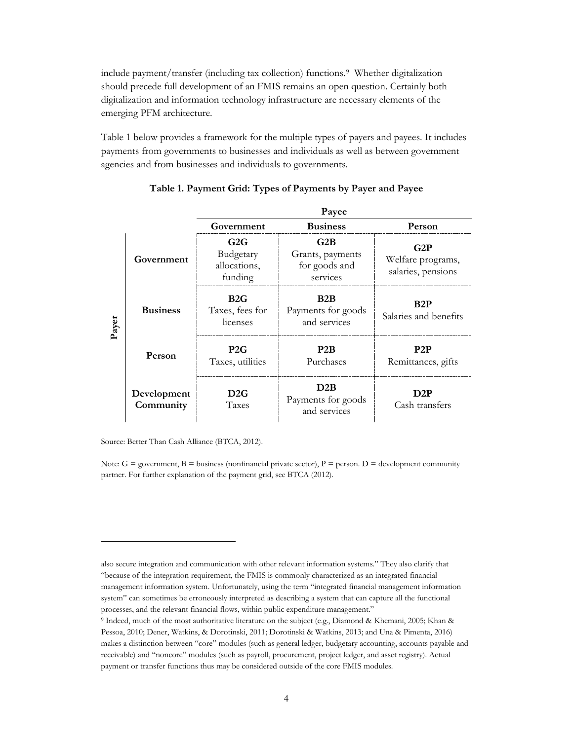include payment/transfer (including tax collection) functions.[9] Whether digitalization should precede full development of an FMIS remains an open question. Certainly both digitalization and information technology infrastructure are necessary elements of the emerging PFM architecture.

Table 1 below provides a framework for the multiple types of payers and payees. It includes payments from governments to businesses and individuals as well as between government agencies and from businesses and individuals to governments.

**Table 1. Payment Grid: Types of Payments by Payer and Payee**

| | | Payee | | |
|---|---|---|---|---|
| | | **Government** | **Business** | **Person** |
| **Payer** | **Government** | **G2G** Budgetary allocations, funding | **G2B** Grants, payments for goods and services | **G2P** Welfare programs, salaries, pensions |
| | **Business** | **B2G** Taxes, fees for licenses | **B2B** Payments for goods and services | **B2P** Salaries and benefits |
| | **Person** | **P2G** Taxes, utilities | **P2B** Purchases | **P2P** Remittances, gifts |
| | **Development Community** | **D2G** Taxes | **D2B** Payments for goods and services | **D2P** Cash transfers |

Source: Better Than Cash Alliance (BTCA, 2012).

Note: G = government, B = business (nonfinancial private sector), P = person. D = development community partner. For further explanation of the payment grid, see BTCA (2012).

---

also secure integration and communication with other relevant information systems." They also clarify that "because of the integration requirement, the FMIS is commonly characterized as an integrated financial management information system. Unfortunately, using the term "integrated financial management information system" can sometimes be erroneously interpreted as describing a system that can capture all the functional processes, and the relevant financial flows, within public expenditure management."

[9] Indeed, much of the most authoritative literature on the subject (e.g., Diamond & Khemani, 2005; Khan & Pessoa, 2010; Dener, Watkins, & Dorotinski, 2011; Dorotinski & Watkins, 2013; and Una & Pimenta, 2016) makes a distinction between "core" modules (such as general ledger, budgetary accounting, accounts payable and receivable) and "noncore" modules (such as payroll, procurement, project ledger, and asset registry). Actual payment or transfer functions thus may be considered outside of the core FMIS modules.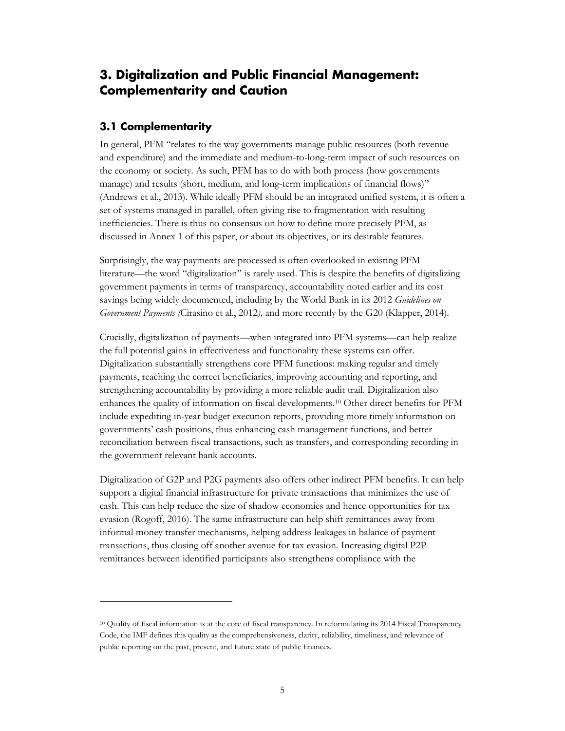## 3. Digitalization and Public Financial Management: Complementarity and Caution

### 3.1 Complementarity

In general, PFM "relates to the way governments manage public resources (both revenue and expenditure) and the immediate and medium-to-long-term impact of such resources on the economy or society. As such, PFM has to do with both process (how governments manage) and results (short, medium, and long-term implications of financial flows)" (Andrews et al., 2013). While ideally PFM should be an integrated unified system, it is often a set of systems managed in parallel, often giving rise to fragmentation with resulting inefficiencies. There is thus no consensus on how to define more precisely PFM, as discussed in Annex 1 of this paper, or about its objectives, or its desirable features.

Surprisingly, the way payments are processed is often overlooked in existing PFM literature—the word "digitalization" is rarely used. This is despite the benefits of digitalizing government payments in terms of transparency, accountability noted earlier and its cost savings being widely documented, including by the World Bank in its 2012 *Guidelines on Government Payments (*Cirasino et al., 2012*),* and more recently by the G20 (Klapper, 2014).

Crucially, digitalization of payments—when integrated into PFM systems—can help realize the full potential gains in effectiveness and functionality these systems can offer. Digitalization substantially strengthens core PFM functions: making regular and timely payments, reaching the correct beneficiaries, improving accounting and reporting, and strengthening accountability by providing a more reliable audit trail. Digitalization also enhances the quality of information on fiscal developments.[10] Other direct benefits for PFM include expediting in-year budget execution reports, providing more timely information on governments' cash positions, thus enhancing cash management functions, and better reconciliation between fiscal transactions, such as transfers, and corresponding recording in the government relevant bank accounts.

Digitalization of G2P and P2G payments also offers other indirect PFM benefits. It can help support a digital financial infrastructure for private transactions that minimizes the use of cash. This can help reduce the size of shadow economies and hence opportunities for tax evasion (Rogoff, 2016). The same infrastructure can help shift remittances away from informal money transfer mechanisms, helping address leakages in balance of payment transactions, thus closing off another avenue for tax evasion. Increasing digital P2P remittances between identified participants also strengthens compliance with the

---

[10] Quality of fiscal information is at the core of fiscal transparency. In reformulating its 2014 Fiscal Transparency Code, the IMF defines this quality as the comprehensiveness, clarity, reliability, timeliness, and relevance of public reporting on the past, present, and future state of public finances.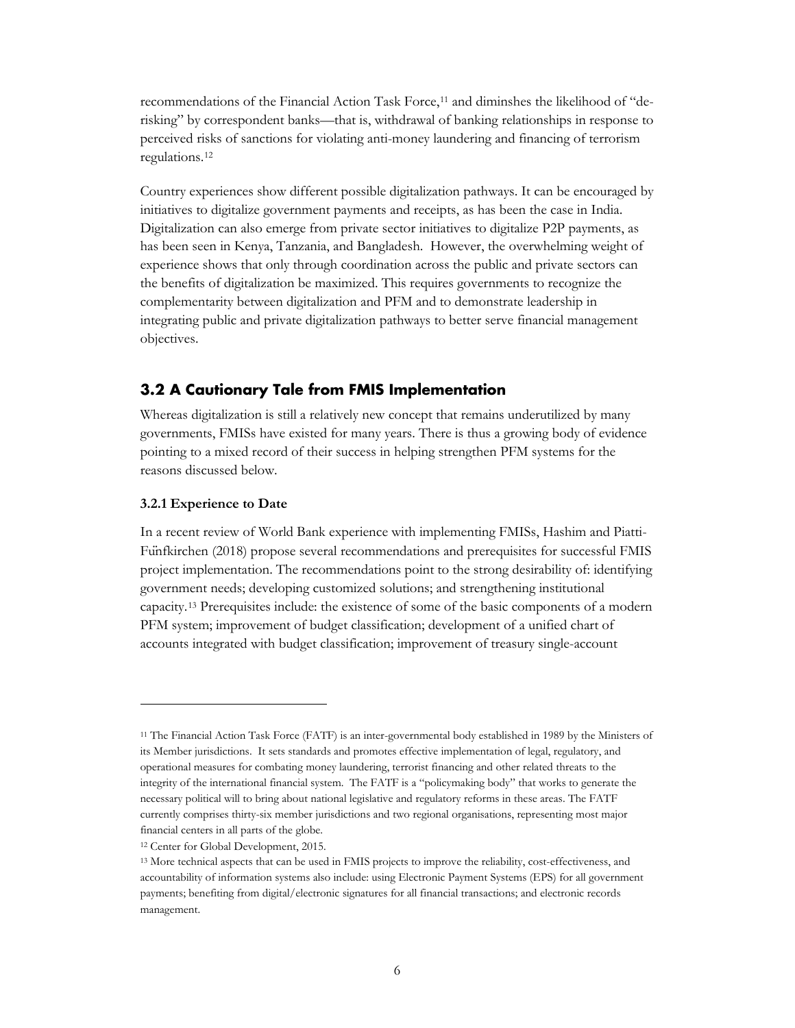recommendations of the Financial Action Task Force,[11] and diminshes the likelihood of "de-risking" by correspondent banks—that is, withdrawal of banking relationships in response to perceived risks of sanctions for violating anti-money laundering and financing of terrorism regulations.[12]

Country experiences show different possible digitalization pathways. It can be encouraged by initiatives to digitalize government payments and receipts, as has been the case in India. Digitalization can also emerge from private sector initiatives to digitalize P2P payments, as has been seen in Kenya, Tanzania, and Bangladesh. However, the overwhelming weight of experience shows that only through coordination across the public and private sectors can the benefits of digitalization be maximized. This requires governments to recognize the complementarity between digitalization and PFM and to demonstrate leadership in integrating public and private digitalization pathways to better serve financial management objectives.

## 3.2 A Cautionary Tale from FMIS Implementation

Whereas digitalization is still a relatively new concept that remains underutilized by many governments, FMISs have existed for many years. There is thus a growing body of evidence pointing to a mixed record of their success in helping strengthen PFM systems for the reasons discussed below.

### 3.2.1 Experience to Date

In a recent review of World Bank experience with implementing FMISs, Hashim and Piatti-Fünfkirchen (2018) propose several recommendations and prerequisites for successful FMIS project implementation. The recommendations point to the strong desirability of: identifying government needs; developing customized solutions; and strengthening institutional capacity.[13] Prerequisites include: the existence of some of the basic components of a modern PFM system; improvement of budget classification; development of a unified chart of accounts integrated with budget classification; improvement of treasury single-account

---

[11] The Financial Action Task Force (FATF) is an inter-governmental body established in 1989 by the Ministers of its Member jurisdictions. It sets standards and promotes effective implementation of legal, regulatory, and operational measures for combating money laundering, terrorist financing and other related threats to the integrity of the international financial system. The FATF is a "policymaking body" that works to generate the necessary political will to bring about national legislative and regulatory reforms in these areas. The FATF currently comprises thirty-six member jurisdictions and two regional organisations, representing most major financial centers in all parts of the globe.

[12] Center for Global Development, 2015.

[13] More technical aspects that can be used in FMIS projects to improve the reliability, cost-effectiveness, and accountability of information systems also include: using Electronic Payment Systems (EPS) for all government payments; benefiting from digital/electronic signatures for all financial transactions; and electronic records management.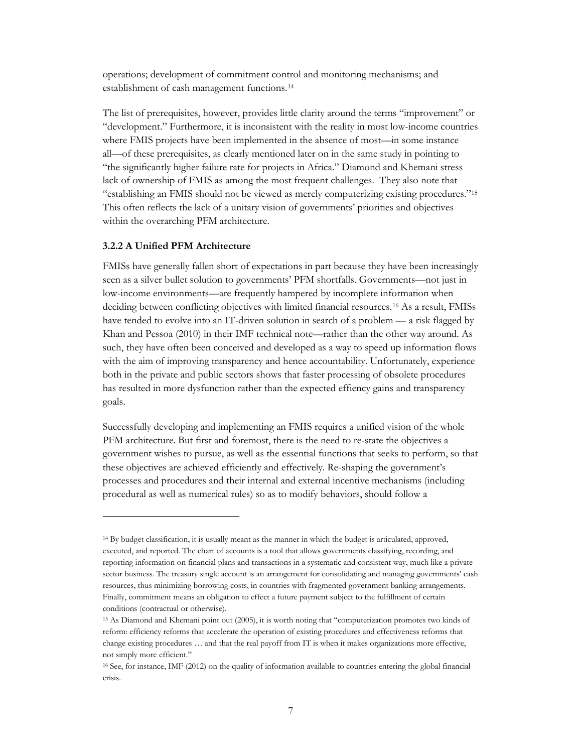operations; development of commitment control and monitoring mechanisms; and establishment of cash management functions.[14]

The list of prerequisites, however, provides little clarity around the terms "improvement" or "development." Furthermore, it is inconsistent with the reality in most low-income countries where FMIS projects have been implemented in the absence of most—in some instance all—of these prerequisites, as clearly mentioned later on in the same study in pointing to "the significantly higher failure rate for projects in Africa." Diamond and Khemani stress lack of ownership of FMIS as among the most frequent challenges. They also note that "establishing an FMIS should not be viewed as merely computerizing existing procedures."[15] This often reflects the lack of a unitary vision of governments' priorities and objectives within the overarching PFM architecture.

### 3.2.2 A Unified PFM Architecture

FMISs have generally fallen short of expectations in part because they have been increasingly seen as a silver bullet solution to governments' PFM shortfalls. Governments—not just in low-income environments—are frequently hampered by incomplete information when deciding between conflicting objectives with limited financial resources.[16] As a result, FMISs have tended to evolve into an IT-driven solution in search of a problem — a risk flagged by Khan and Pessoa (2010) in their IMF technical note—rather than the other way around. As such, they have often been conceived and developed as a way to speed up information flows with the aim of improving transparency and hence accountability. Unfortunately, experience both in the private and public sectors shows that faster processing of obsolete procedures has resulted in more dysfunction rather than the expected effiency gains and transparency goals.

Successfully developing and implementing an FMIS requires a unified vision of the whole PFM architecture. But first and foremost, there is the need to re-state the objectives a government wishes to pursue, as well as the essential functions that seeks to perform, so that these objectives are achieved efficiently and effectively. Re-shaping the government's processes and procedures and their internal and external incentive mechanisms (including procedural as well as numerical rules) so as to modify behaviors, should follow a

---

[14] By budget classification, it is usually meant as the manner in which the budget is articulated, approved, executed, and reported. The chart of accounts is a tool that allows governments classifying, recording, and reporting information on financial plans and transactions in a systematic and consistent way, much like a private sector business. The treasury single account is an arrangement for consolidating and managing governments' cash resources, thus minimizing borrowing costs, in countries with fragmented government banking arrangements. Finally, commitment means an obligation to effect a future payment subject to the fulfillment of certain conditions (contractual or otherwise).

[15] As Diamond and Khemani point out (2005), it is worth noting that "computerization promotes two kinds of reform: efficiency reforms that accelerate the operation of existing procedures and effectiveness reforms that change existing procedures … and that the real payoff from IT is when it makes organizations more effective, not simply more efficient."

[16] See, for instance, IMF (2012) on the quality of information available to countries entering the global financial crisis.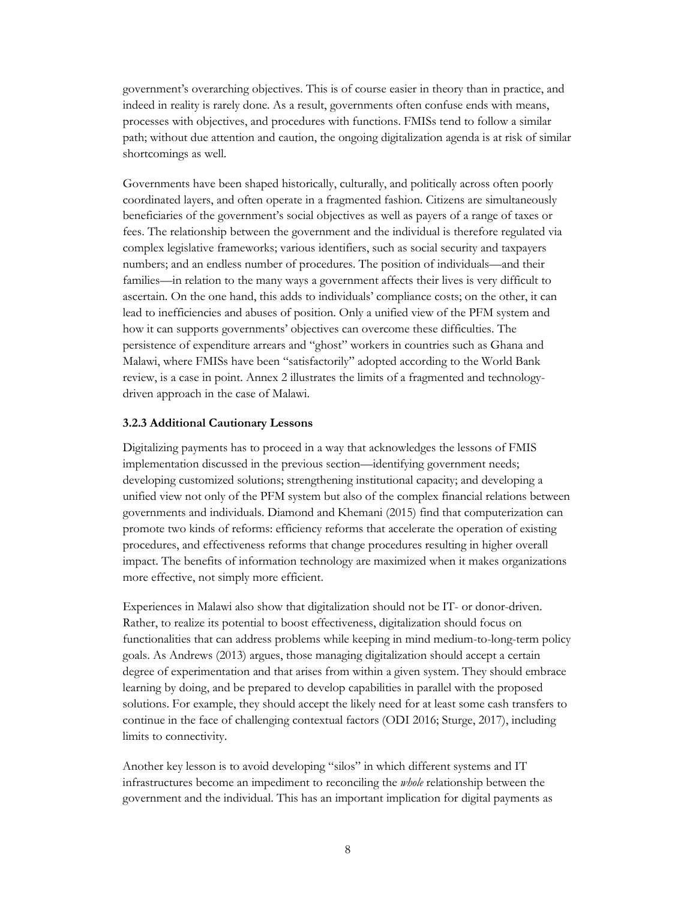government's overarching objectives. This is of course easier in theory than in practice, and indeed in reality is rarely done. As a result, governments often confuse ends with means, processes with objectives, and procedures with functions. FMISs tend to follow a similar path; without due attention and caution, the ongoing digitalization agenda is at risk of similar shortcomings as well.

Governments have been shaped historically, culturally, and politically across often poorly coordinated layers, and often operate in a fragmented fashion. Citizens are simultaneously beneficiaries of the government's social objectives as well as payers of a range of taxes or fees. The relationship between the government and the individual is therefore regulated via complex legislative frameworks; various identifiers, such as social security and taxpayers numbers; and an endless number of procedures. The position of individuals—and their families—in relation to the many ways a government affects their lives is very difficult to ascertain. On the one hand, this adds to individuals' compliance costs; on the other, it can lead to inefficiencies and abuses of position. Only a unified view of the PFM system and how it can supports governments' objectives can overcome these difficulties. The persistence of expenditure arrears and "ghost" workers in countries such as Ghana and Malawi, where FMISs have been "satisfactorily" adopted according to the World Bank review, is a case in point. Annex 2 illustrates the limits of a fragmented and technology-driven approach in the case of Malawi.

### 3.2.3 Additional Cautionary Lessons

Digitalizing payments has to proceed in a way that acknowledges the lessons of FMIS implementation discussed in the previous section—identifying government needs; developing customized solutions; strengthening institutional capacity; and developing a unified view not only of the PFM system but also of the complex financial relations between governments and individuals. Diamond and Khemani (2015) find that computerization can promote two kinds of reforms: efficiency reforms that accelerate the operation of existing procedures, and effectiveness reforms that change procedures resulting in higher overall impact. The benefits of information technology are maximized when it makes organizations more effective, not simply more efficient.

Experiences in Malawi also show that digitalization should not be IT- or donor-driven. Rather, to realize its potential to boost effectiveness, digitalization should focus on functionalities that can address problems while keeping in mind medium-to-long-term policy goals. As Andrews (2013) argues, those managing digitalization should accept a certain degree of experimentation and that arises from within a given system. They should embrace learning by doing, and be prepared to develop capabilities in parallel with the proposed solutions. For example, they should accept the likely need for at least some cash transfers to continue in the face of challenging contextual factors (ODI 2016; Sturge, 2017), including limits to connectivity.

Another key lesson is to avoid developing "silos" in which different systems and IT infrastructures become an impediment to reconciling the *whole* relationship between the government and the individual. This has an important implication for digital payments as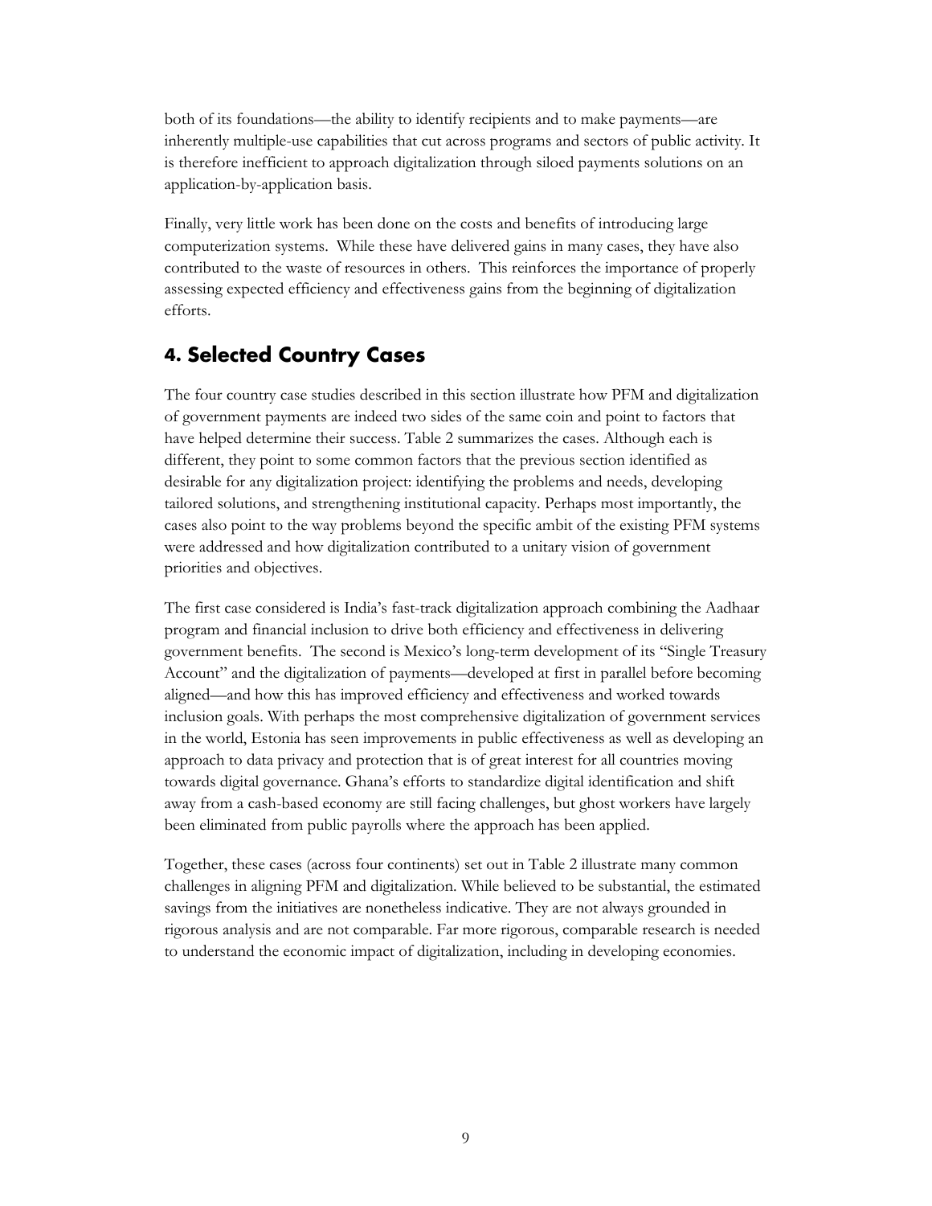both of its foundations—the ability to identify recipients and to make payments—are inherently multiple-use capabilities that cut across programs and sectors of public activity. It is therefore inefficient to approach digitalization through siloed payments solutions on an application-by-application basis.

Finally, very little work has been done on the costs and benefits of introducing large computerization systems. While these have delivered gains in many cases, they have also contributed to the waste of resources in others. This reinforces the importance of properly assessing expected efficiency and effectiveness gains from the beginning of digitalization efforts.

## 4. Selected Country Cases

The four country case studies described in this section illustrate how PFM and digitalization of government payments are indeed two sides of the same coin and point to factors that have helped determine their success. Table 2 summarizes the cases. Although each is different, they point to some common factors that the previous section identified as desirable for any digitalization project: identifying the problems and needs, developing tailored solutions, and strengthening institutional capacity. Perhaps most importantly, the cases also point to the way problems beyond the specific ambit of the existing PFM systems were addressed and how digitalization contributed to a unitary vision of government priorities and objectives.

The first case considered is India's fast-track digitalization approach combining the Aadhaar program and financial inclusion to drive both efficiency and effectiveness in delivering government benefits. The second is Mexico's long-term development of its "Single Treasury Account" and the digitalization of payments—developed at first in parallel before becoming aligned—and how this has improved efficiency and effectiveness and worked towards inclusion goals. With perhaps the most comprehensive digitalization of government services in the world, Estonia has seen improvements in public effectiveness as well as developing an approach to data privacy and protection that is of great interest for all countries moving towards digital governance. Ghana's efforts to standardize digital identification and shift away from a cash-based economy are still facing challenges, but ghost workers have largely been eliminated from public payrolls where the approach has been applied.

Together, these cases (across four continents) set out in Table 2 illustrate many common challenges in aligning PFM and digitalization. While believed to be substantial, the estimated savings from the initiatives are nonetheless indicative. They are not always grounded in rigorous analysis and are not comparable. Far more rigorous, comparable research is needed to understand the economic impact of digitalization, including in developing economies.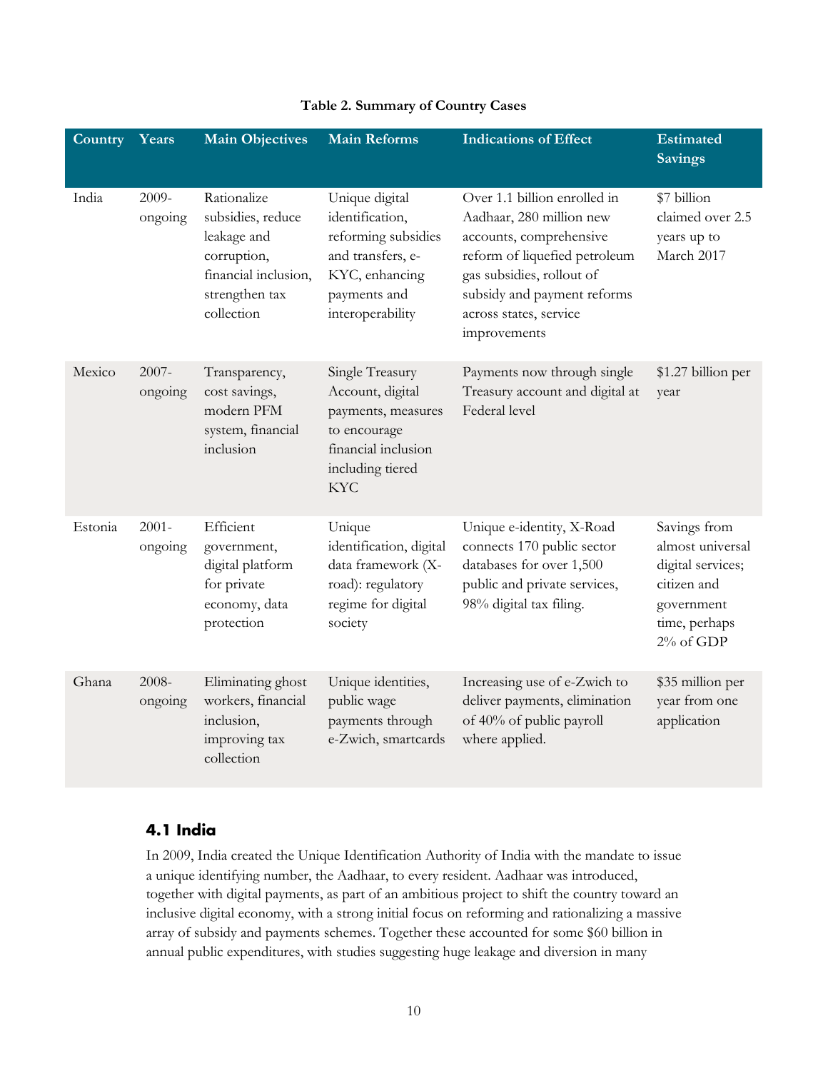**Table 2. Summary of Country Cases**

| Country | Years | Main Objectives | Main Reforms | Indications of Effect | Estimated Savings |
|---|---|---|---|---|---|
| India | 2009-ongoing | Rationalize subsidies, reduce leakage and corruption, financial inclusion, strengthen tax collection | Unique digital identification, reforming subsidies and transfers, e-KYC, enhancing payments and interoperability | Over 1.1 billion enrolled in Aadhaar, 280 million new accounts, comprehensive reform of liquefied petroleum gas subsidies, rollout of subsidy and payment reforms across states, service improvements | $7 billion claimed over 2.5 years up to March 2017 |
| Mexico | 2007-ongoing | Transparency, cost savings, modern PFM system, financial inclusion | Single Treasury Account, digital payments, measures to encourage financial inclusion including tiered KYC | Payments now through single Treasury account and digital at Federal level | $1.27 billion per year |
| Estonia | 2001-ongoing | Efficient government, digital platform for private economy, data protection | Unique identification, digital data framework (X-road): regulatory regime for digital society | Unique e-identity, X-Road connects 170 public sector databases for over 1,500 public and private services, 98% digital tax filing. | Savings from almost universal digital services; citizen and government time, perhaps 2% of GDP |
| Ghana | 2008-ongoing | Eliminating ghost workers, financial inclusion, improving tax collection | Unique identities, public wage payments through e-Zwich, smartcards | Increasing use of e-Zwich to deliver payments, elimination of 40% of public payroll where applied. | $35 million per year from one application |

### 4.1 India

In 2009, India created the Unique Identification Authority of India with the mandate to issue a unique identifying number, the Aadhaar, to every resident. Aadhaar was introduced, together with digital payments, as part of an ambitious project to shift the country toward an inclusive digital economy, with a strong initial focus on reforming and rationalizing a massive array of subsidy and payments schemes. Together these accounted for some $60 billion in annual public expenditures, with studies suggesting huge leakage and diversion in many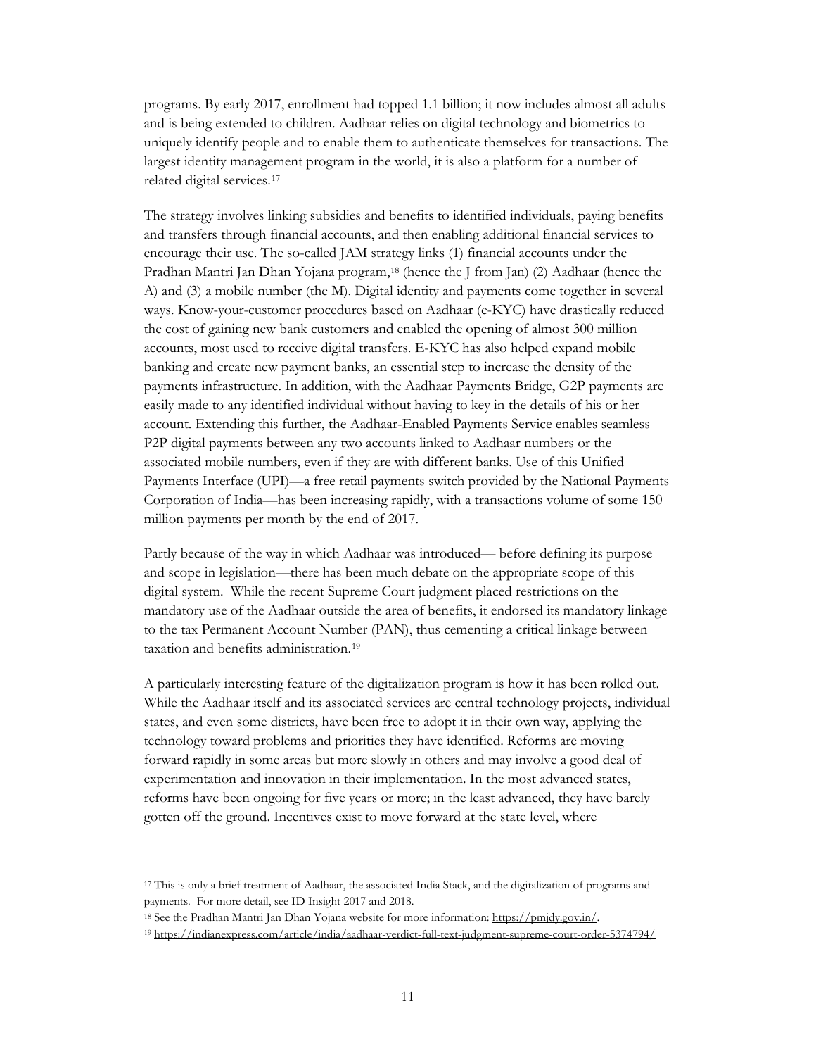programs. By early 2017, enrollment had topped 1.1 billion; it now includes almost all adults and is being extended to children. Aadhaar relies on digital technology and biometrics to uniquely identify people and to enable them to authenticate themselves for transactions. The largest identity management program in the world, it is also a platform for a number of related digital services.[17]

The strategy involves linking subsidies and benefits to identified individuals, paying benefits and transfers through financial accounts, and then enabling additional financial services to encourage their use. The so-called JAM strategy links (1) financial accounts under the Pradhan Mantri Jan Dhan Yojana program,[18] (hence the J from Jan) (2) Aadhaar (hence the A) and (3) a mobile number (the M). Digital identity and payments come together in several ways. Know-your-customer procedures based on Aadhaar (e-KYC) have drastically reduced the cost of gaining new bank customers and enabled the opening of almost 300 million accounts, most used to receive digital transfers. E-KYC has also helped expand mobile banking and create new payment banks, an essential step to increase the density of the payments infrastructure. In addition, with the Aadhaar Payments Bridge, G2P payments are easily made to any identified individual without having to key in the details of his or her account. Extending this further, the Aadhaar-Enabled Payments Service enables seamless P2P digital payments between any two accounts linked to Aadhaar numbers or the associated mobile numbers, even if they are with different banks. Use of this Unified Payments Interface (UPI)—a free retail payments switch provided by the National Payments Corporation of India—has been increasing rapidly, with a transactions volume of some 150 million payments per month by the end of 2017.

Partly because of the way in which Aadhaar was introduced— before defining its purpose and scope in legislation—there has been much debate on the appropriate scope of this digital system. While the recent Supreme Court judgment placed restrictions on the mandatory use of the Aadhaar outside the area of benefits, it endorsed its mandatory linkage to the tax Permanent Account Number (PAN), thus cementing a critical linkage between taxation and benefits administration.[19]

A particularly interesting feature of the digitalization program is how it has been rolled out. While the Aadhaar itself and its associated services are central technology projects, individual states, and even some districts, have been free to adopt it in their own way, applying the technology toward problems and priorities they have identified. Reforms are moving forward rapidly in some areas but more slowly in others and may involve a good deal of experimentation and innovation in their implementation. In the most advanced states, reforms have been ongoing for five years or more; in the least advanced, they have barely gotten off the ground. Incentives exist to move forward at the state level, where

---

[17] This is only a brief treatment of Aadhaar, the associated India Stack, and the digitalization of programs and payments. For more detail, see ID Insight 2017 and 2018.

[18] See the Pradhan Mantri Jan Dhan Yojana website for more information: https://pmjdy.gov.in/.

[19] https://indianexpress.com/article/india/aadhaar-verdict-full-text-judgment-supreme-court-order-5374794/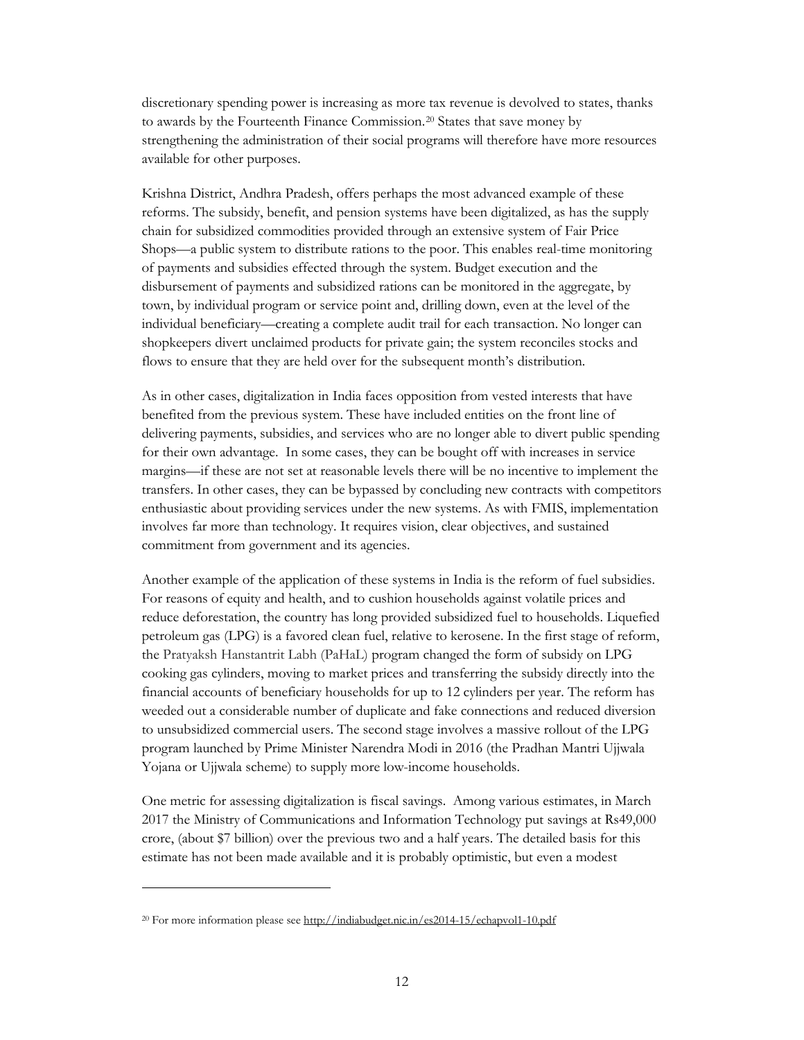discretionary spending power is increasing as more tax revenue is devolved to states, thanks to awards by the Fourteenth Finance Commission.[20] States that save money by strengthening the administration of their social programs will therefore have more resources available for other purposes.

Krishna District, Andhra Pradesh, offers perhaps the most advanced example of these reforms. The subsidy, benefit, and pension systems have been digitalized, as has the supply chain for subsidized commodities provided through an extensive system of Fair Price Shops—a public system to distribute rations to the poor. This enables real-time monitoring of payments and subsidies effected through the system. Budget execution and the disbursement of payments and subsidized rations can be monitored in the aggregate, by town, by individual program or service point and, drilling down, even at the level of the individual beneficiary—creating a complete audit trail for each transaction. No longer can shopkeepers divert unclaimed products for private gain; the system reconciles stocks and flows to ensure that they are held over for the subsequent month's distribution.

As in other cases, digitalization in India faces opposition from vested interests that have benefited from the previous system. These have included entities on the front line of delivering payments, subsidies, and services who are no longer able to divert public spending for their own advantage. In some cases, they can be bought off with increases in service margins—if these are not set at reasonable levels there will be no incentive to implement the transfers. In other cases, they can be bypassed by concluding new contracts with competitors enthusiastic about providing services under the new systems. As with FMIS, implementation involves far more than technology. It requires vision, clear objectives, and sustained commitment from government and its agencies.

Another example of the application of these systems in India is the reform of fuel subsidies. For reasons of equity and health, and to cushion households against volatile prices and reduce deforestation, the country has long provided subsidized fuel to households. Liquefied petroleum gas (LPG) is a favored clean fuel, relative to kerosene. In the first stage of reform, the Pratyaksh Hanstantrit Labh (PaHaL) program changed the form of subsidy on LPG cooking gas cylinders, moving to market prices and transferring the subsidy directly into the financial accounts of beneficiary households for up to 12 cylinders per year. The reform has weeded out a considerable number of duplicate and fake connections and reduced diversion to unsubsidized commercial users. The second stage involves a massive rollout of the LPG program launched by Prime Minister Narendra Modi in 2016 (the Pradhan Mantri Ujjwala Yojana or Ujjwala scheme) to supply more low-income households.

One metric for assessing digitalization is fiscal savings. Among various estimates, in March 2017 the Ministry of Communications and Information Technology put savings at Rs49,000 crore, (about $7 billion) over the previous two and a half years. The detailed basis for this estimate has not been made available and it is probably optimistic, but even a modest

---

[20] For more information please see http://indiabudget.nic.in/es2014-15/echapvol1-10.pdf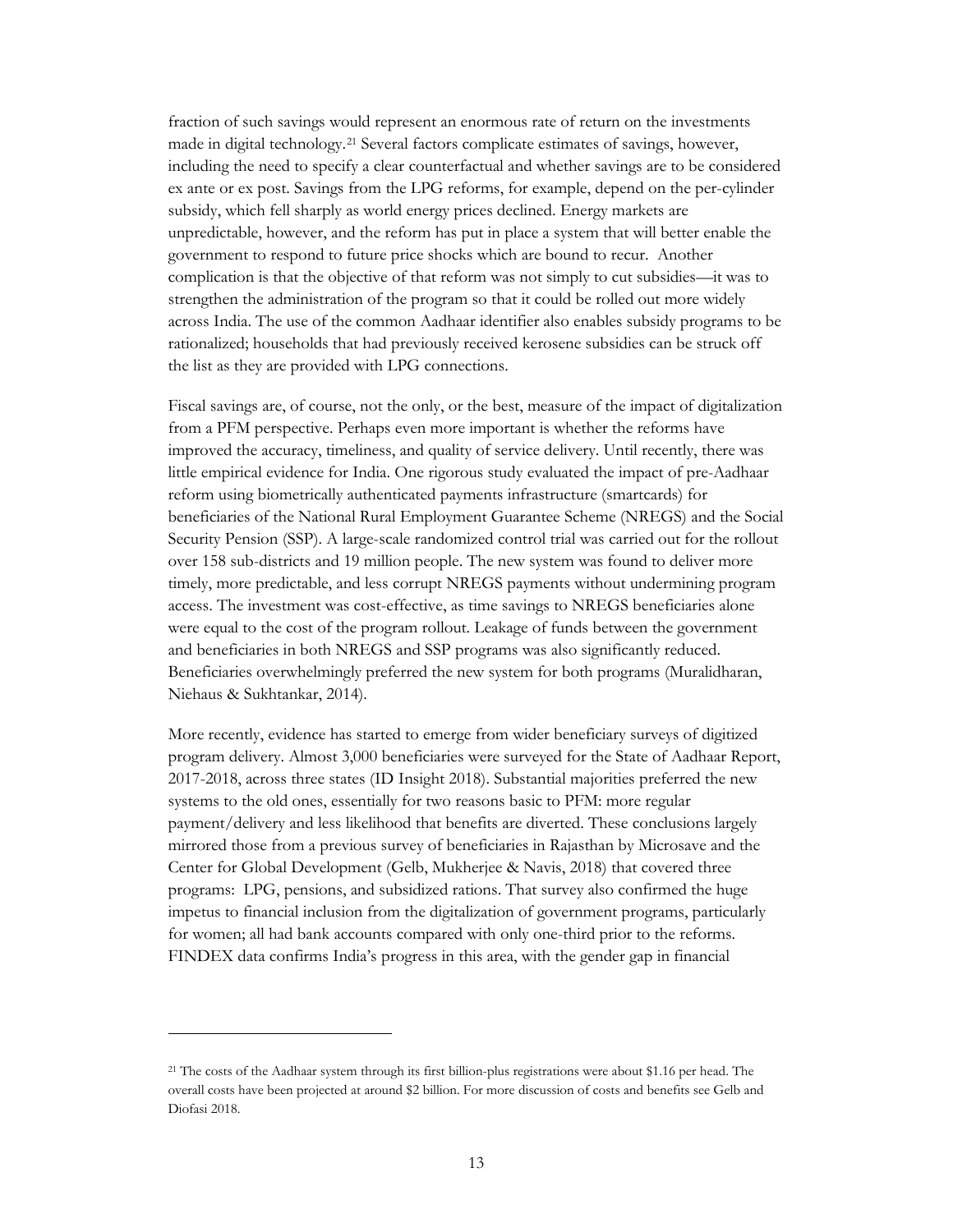fraction of such savings would represent an enormous rate of return on the investments made in digital technology.[21] Several factors complicate estimates of savings, however, including the need to specify a clear counterfactual and whether savings are to be considered ex ante or ex post. Savings from the LPG reforms, for example, depend on the per-cylinder subsidy, which fell sharply as world energy prices declined. Energy markets are unpredictable, however, and the reform has put in place a system that will better enable the government to respond to future price shocks which are bound to recur. Another complication is that the objective of that reform was not simply to cut subsidies—it was to strengthen the administration of the program so that it could be rolled out more widely across India. The use of the common Aadhaar identifier also enables subsidy programs to be rationalized; households that had previously received kerosene subsidies can be struck off the list as they are provided with LPG connections.

Fiscal savings are, of course, not the only, or the best, measure of the impact of digitalization from a PFM perspective. Perhaps even more important is whether the reforms have improved the accuracy, timeliness, and quality of service delivery. Until recently, there was little empirical evidence for India. One rigorous study evaluated the impact of pre-Aadhaar reform using biometrically authenticated payments infrastructure (smartcards) for beneficiaries of the National Rural Employment Guarantee Scheme (NREGS) and the Social Security Pension (SSP). A large-scale randomized control trial was carried out for the rollout over 158 sub-districts and 19 million people. The new system was found to deliver more timely, more predictable, and less corrupt NREGS payments without undermining program access. The investment was cost-effective, as time savings to NREGS beneficiaries alone were equal to the cost of the program rollout. Leakage of funds between the government and beneficiaries in both NREGS and SSP programs was also significantly reduced. Beneficiaries overwhelmingly preferred the new system for both programs (Muralidharan, Niehaus & Sukhtankar, 2014).

More recently, evidence has started to emerge from wider beneficiary surveys of digitized program delivery. Almost 3,000 beneficiaries were surveyed for the State of Aadhaar Report, 2017-2018, across three states (ID Insight 2018). Substantial majorities preferred the new systems to the old ones, essentially for two reasons basic to PFM: more regular payment/delivery and less likelihood that benefits are diverted. These conclusions largely mirrored those from a previous survey of beneficiaries in Rajasthan by Microsave and the Center for Global Development (Gelb, Mukherjee & Navis, 2018) that covered three programs: LPG, pensions, and subsidized rations. That survey also confirmed the huge impetus to financial inclusion from the digitalization of government programs, particularly for women; all had bank accounts compared with only one-third prior to the reforms. FINDEX data confirms India's progress in this area, with the gender gap in financial

---

[21] The costs of the Aadhaar system through its first billion-plus registrations were about $1.16 per head. The overall costs have been projected at around $2 billion. For more discussion of costs and benefits see Gelb and Diofasi 2018.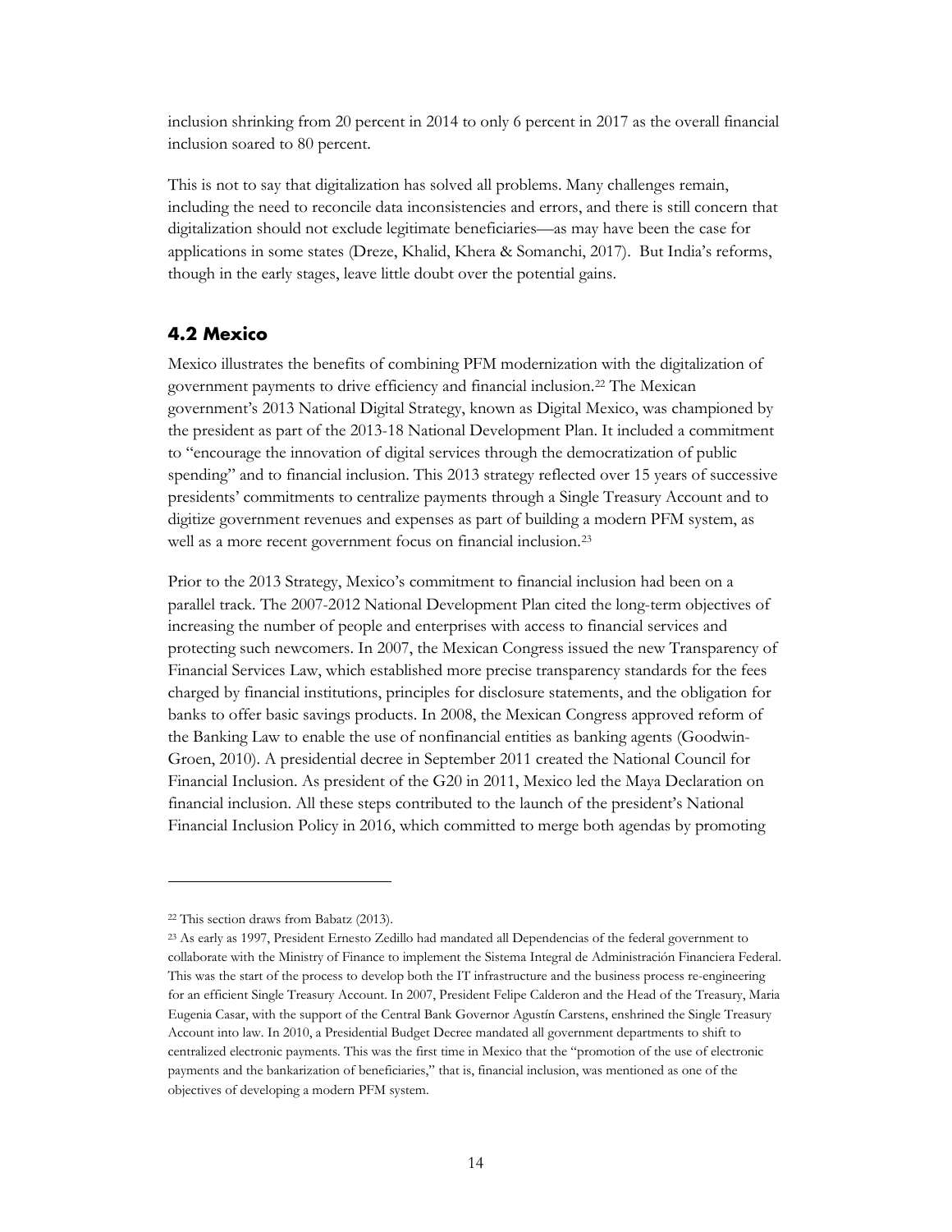inclusion shrinking from 20 percent in 2014 to only 6 percent in 2017 as the overall financial inclusion soared to 80 percent.

This is not to say that digitalization has solved all problems. Many challenges remain, including the need to reconcile data inconsistencies and errors, and there is still concern that digitalization should not exclude legitimate beneficiaries—as may have been the case for applications in some states (Dreze, Khalid, Khera & Somanchi, 2017). But India's reforms, though in the early stages, leave little doubt over the potential gains.

## 4.2 Mexico

Mexico illustrates the benefits of combining PFM modernization with the digitalization of government payments to drive efficiency and financial inclusion.[22] The Mexican government's 2013 National Digital Strategy, known as Digital Mexico, was championed by the president as part of the 2013-18 National Development Plan. It included a commitment to "encourage the innovation of digital services through the democratization of public spending" and to financial inclusion. This 2013 strategy reflected over 15 years of successive presidents' commitments to centralize payments through a Single Treasury Account and to digitize government revenues and expenses as part of building a modern PFM system, as well as a more recent government focus on financial inclusion.[23]

Prior to the 2013 Strategy, Mexico's commitment to financial inclusion had been on a parallel track. The 2007-2012 National Development Plan cited the long-term objectives of increasing the number of people and enterprises with access to financial services and protecting such newcomers. In 2007, the Mexican Congress issued the new Transparency of Financial Services Law, which established more precise transparency standards for the fees charged by financial institutions, principles for disclosure statements, and the obligation for banks to offer basic savings products. In 2008, the Mexican Congress approved reform of the Banking Law to enable the use of nonfinancial entities as banking agents (Goodwin-Groen, 2010). A presidential decree in September 2011 created the National Council for Financial Inclusion. As president of the G20 in 2011, Mexico led the Maya Declaration on financial inclusion. All these steps contributed to the launch of the president's National Financial Inclusion Policy in 2016, which committed to merge both agendas by promoting

---

[22] This section draws from Babatz (2013).

[23] As early as 1997, President Ernesto Zedillo had mandated all Dependencias of the federal government to collaborate with the Ministry of Finance to implement the Sistema Integral de Administración Financiera Federal. This was the start of the process to develop both the IT infrastructure and the business process re-engineering for an efficient Single Treasury Account. In 2007, President Felipe Calderon and the Head of the Treasury, Maria Eugenia Casar, with the support of the Central Bank Governor Agustín Carstens, enshrined the Single Treasury Account into law. In 2010, a Presidential Budget Decree mandated all government departments to shift to centralized electronic payments. This was the first time in Mexico that the "promotion of the use of electronic payments and the bankarization of beneficiaries," that is, financial inclusion, was mentioned as one of the objectives of developing a modern PFM system.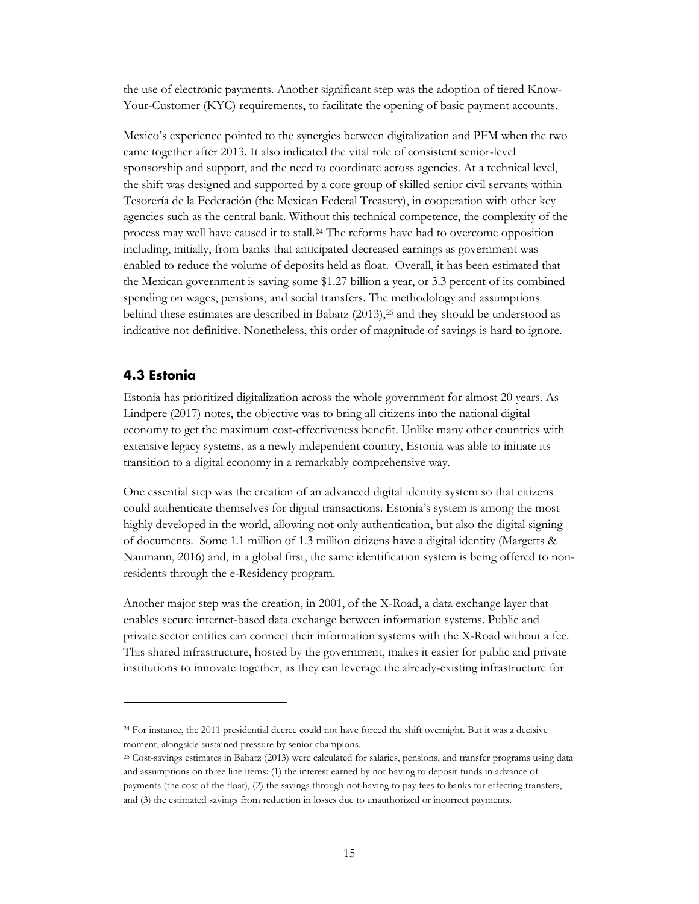the use of electronic payments. Another significant step was the adoption of tiered Know-Your-Customer (KYC) requirements, to facilitate the opening of basic payment accounts.

Mexico's experience pointed to the synergies between digitalization and PFM when the two came together after 2013. It also indicated the vital role of consistent senior-level sponsorship and support, and the need to coordinate across agencies. At a technical level, the shift was designed and supported by a core group of skilled senior civil servants within Tesorería de la Federación (the Mexican Federal Treasury), in cooperation with other key agencies such as the central bank. Without this technical competence, the complexity of the process may well have caused it to stall.[24] The reforms have had to overcome opposition including, initially, from banks that anticipated decreased earnings as government was enabled to reduce the volume of deposits held as float. Overall, it has been estimated that the Mexican government is saving some $1.27 billion a year, or 3.3 percent of its combined spending on wages, pensions, and social transfers. The methodology and assumptions behind these estimates are described in Babatz (2013),[25] and they should be understood as indicative not definitive. Nonetheless, this order of magnitude of savings is hard to ignore.

### 4.3 Estonia

Estonia has prioritized digitalization across the whole government for almost 20 years. As Lindpere (2017) notes, the objective was to bring all citizens into the national digital economy to get the maximum cost-effectiveness benefit. Unlike many other countries with extensive legacy systems, as a newly independent country, Estonia was able to initiate its transition to a digital economy in a remarkably comprehensive way.

One essential step was the creation of an advanced digital identity system so that citizens could authenticate themselves for digital transactions. Estonia's system is among the most highly developed in the world, allowing not only authentication, but also the digital signing of documents. Some 1.1 million of 1.3 million citizens have a digital identity (Margetts & Naumann, 2016) and, in a global first, the same identification system is being offered to non-residents through the e-Residency program.

Another major step was the creation, in 2001, of the X-Road, a data exchange layer that enables secure internet-based data exchange between information systems. Public and private sector entities can connect their information systems with the X-Road without a fee. This shared infrastructure, hosted by the government, makes it easier for public and private institutions to innovate together, as they can leverage the already-existing infrastructure for

---

[24] For instance, the 2011 presidential decree could not have forced the shift overnight. But it was a decisive moment, alongside sustained pressure by senior champions.

[25] Cost-savings estimates in Babatz (2013) were calculated for salaries, pensions, and transfer programs using data and assumptions on three line items: (1) the interest earned by not having to deposit funds in advance of payments (the cost of the float), (2) the savings through not having to pay fees to banks for effecting transfers, and (3) the estimated savings from reduction in losses due to unauthorized or incorrect payments.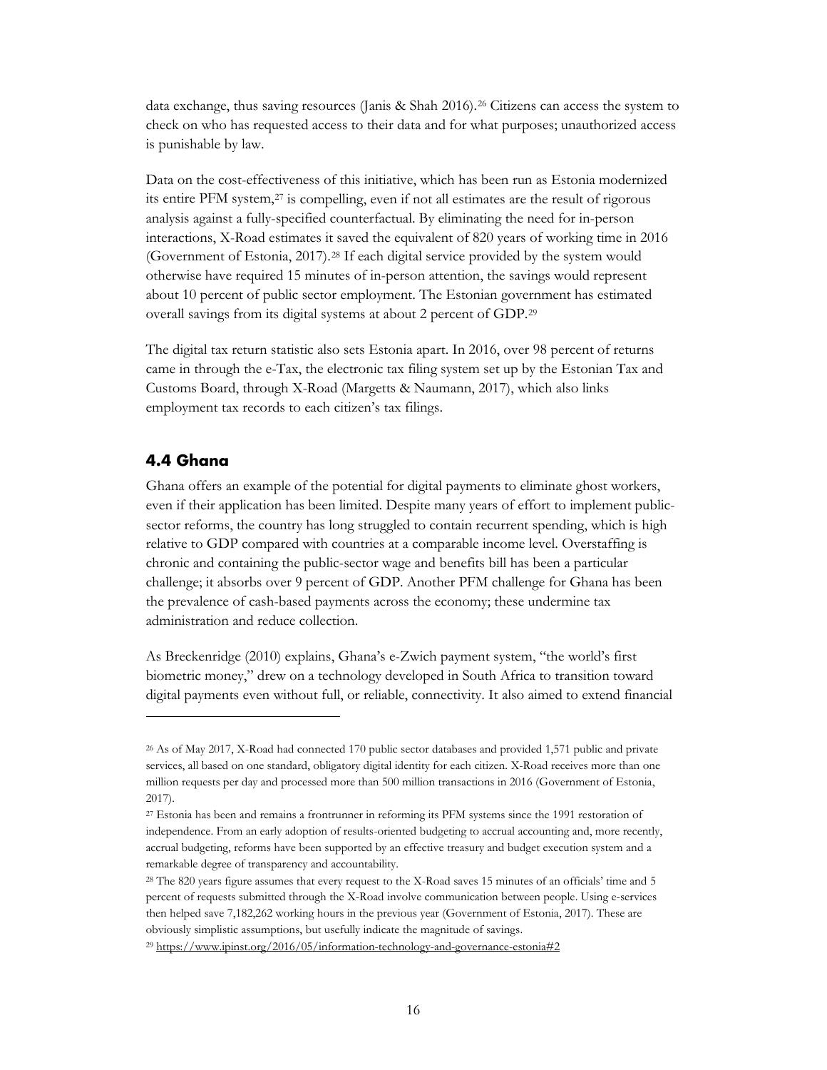data exchange, thus saving resources (Janis & Shah 2016).[26] Citizens can access the system to check on who has requested access to their data and for what purposes; unauthorized access is punishable by law.

Data on the cost-effectiveness of this initiative, which has been run as Estonia modernized its entire PFM system,[27] is compelling, even if not all estimates are the result of rigorous analysis against a fully-specified counterfactual. By eliminating the need for in-person interactions, X-Road estimates it saved the equivalent of 820 years of working time in 2016 (Government of Estonia, 2017).[28] If each digital service provided by the system would otherwise have required 15 minutes of in-person attention, the savings would represent about 10 percent of public sector employment. The Estonian government has estimated overall savings from its digital systems at about 2 percent of GDP.[29]

The digital tax return statistic also sets Estonia apart. In 2016, over 98 percent of returns came in through the e-Tax, the electronic tax filing system set up by the Estonian Tax and Customs Board, through X-Road (Margetts & Naumann, 2017), which also links employment tax records to each citizen's tax filings.

## 4.4 Ghana

Ghana offers an example of the potential for digital payments to eliminate ghost workers, even if their application has been limited. Despite many years of effort to implement public-sector reforms, the country has long struggled to contain recurrent spending, which is high relative to GDP compared with countries at a comparable income level. Overstaffing is chronic and containing the public-sector wage and benefits bill has been a particular challenge; it absorbs over 9 percent of GDP. Another PFM challenge for Ghana has been the prevalence of cash-based payments across the economy; these undermine tax administration and reduce collection.

As Breckenridge (2010) explains, Ghana's e-Zwich payment system, "the world's first biometric money," drew on a technology developed in South Africa to transition toward digital payments even without full, or reliable, connectivity. It also aimed to extend financial

---

[26] As of May 2017, X-Road had connected 170 public sector databases and provided 1,571 public and private services, all based on one standard, obligatory digital identity for each citizen. X-Road receives more than one million requests per day and processed more than 500 million transactions in 2016 (Government of Estonia, 2017).

[27] Estonia has been and remains a frontrunner in reforming its PFM systems since the 1991 restoration of independence. From an early adoption of results-oriented budgeting to accrual accounting and, more recently, accrual budgeting, reforms have been supported by an effective treasury and budget execution system and a remarkable degree of transparency and accountability.

[28] The 820 years figure assumes that every request to the X-Road saves 15 minutes of an officials' time and 5 percent of requests submitted through the X-Road involve communication between people. Using e-services then helped save 7,182,262 working hours in the previous year (Government of Estonia, 2017). These are obviously simplistic assumptions, but usefully indicate the magnitude of savings.

[29] https://www.ipinst.org/2016/05/information-technology-and-governance-estonia#2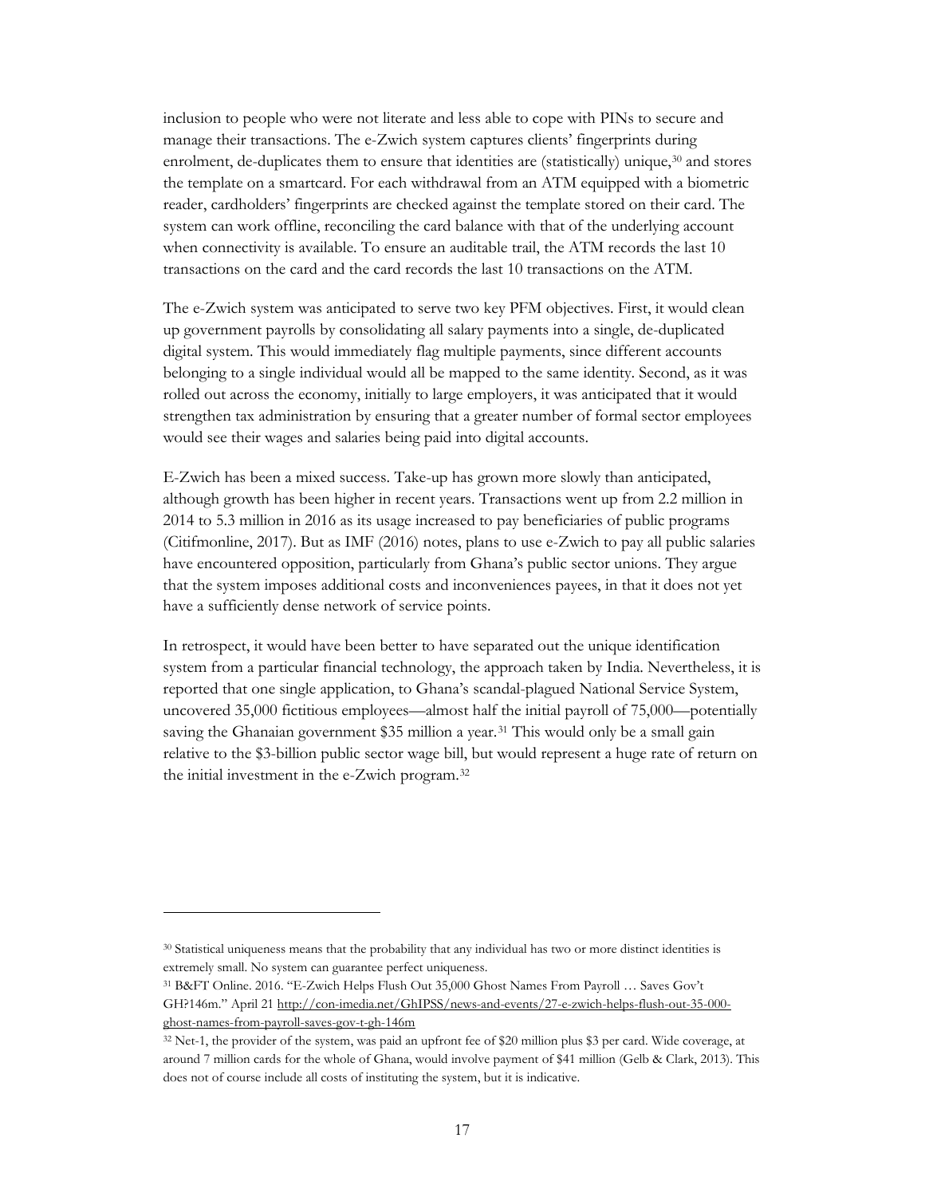inclusion to people who were not literate and less able to cope with PINs to secure and manage their transactions. The e-Zwich system captures clients' fingerprints during enrolment, de-duplicates them to ensure that identities are (statistically) unique,[30] and stores the template on a smartcard. For each withdrawal from an ATM equipped with a biometric reader, cardholders' fingerprints are checked against the template stored on their card. The system can work offline, reconciling the card balance with that of the underlying account when connectivity is available. To ensure an auditable trail, the ATM records the last 10 transactions on the card and the card records the last 10 transactions on the ATM.

The e-Zwich system was anticipated to serve two key PFM objectives. First, it would clean up government payrolls by consolidating all salary payments into a single, de-duplicated digital system. This would immediately flag multiple payments, since different accounts belonging to a single individual would all be mapped to the same identity. Second, as it was rolled out across the economy, initially to large employers, it was anticipated that it would strengthen tax administration by ensuring that a greater number of formal sector employees would see their wages and salaries being paid into digital accounts.

E-Zwich has been a mixed success. Take-up has grown more slowly than anticipated, although growth has been higher in recent years. Transactions went up from 2.2 million in 2014 to 5.3 million in 2016 as its usage increased to pay beneficiaries of public programs (Citifmonline, 2017). But as IMF (2016) notes, plans to use e-Zwich to pay all public salaries have encountered opposition, particularly from Ghana's public sector unions. They argue that the system imposes additional costs and inconveniences payees, in that it does not yet have a sufficiently dense network of service points.

In retrospect, it would have been better to have separated out the unique identification system from a particular financial technology, the approach taken by India. Nevertheless, it is reported that one single application, to Ghana's scandal-plagued National Service System, uncovered 35,000 fictitious employees—almost half the initial payroll of 75,000—potentially saving the Ghanaian government $35 million a year.[31] This would only be a small gain relative to the $3-billion public sector wage bill, but would represent a huge rate of return on the initial investment in the e-Zwich program.[32]

---

[30] Statistical uniqueness means that the probability that any individual has two or more distinct identities is extremely small. No system can guarantee perfect uniqueness.

[31] B&FT Online. 2016. "E-Zwich Helps Flush Out 35,000 Ghost Names From Payroll … Saves Gov't GH?146m." April 21 http://con-imedia.net/GhIPSS/news-and-events/27-e-zwich-helps-flush-out-35-000-ghost-names-from-payroll-saves-gov-t-gh-146m

[32] Net-1, the provider of the system, was paid an upfront fee of $20 million plus $3 per card. Wide coverage, at around 7 million cards for the whole of Ghana, would involve payment of $41 million (Gelb & Clark, 2013). This does not of course include all costs of instituting the system, but it is indicative.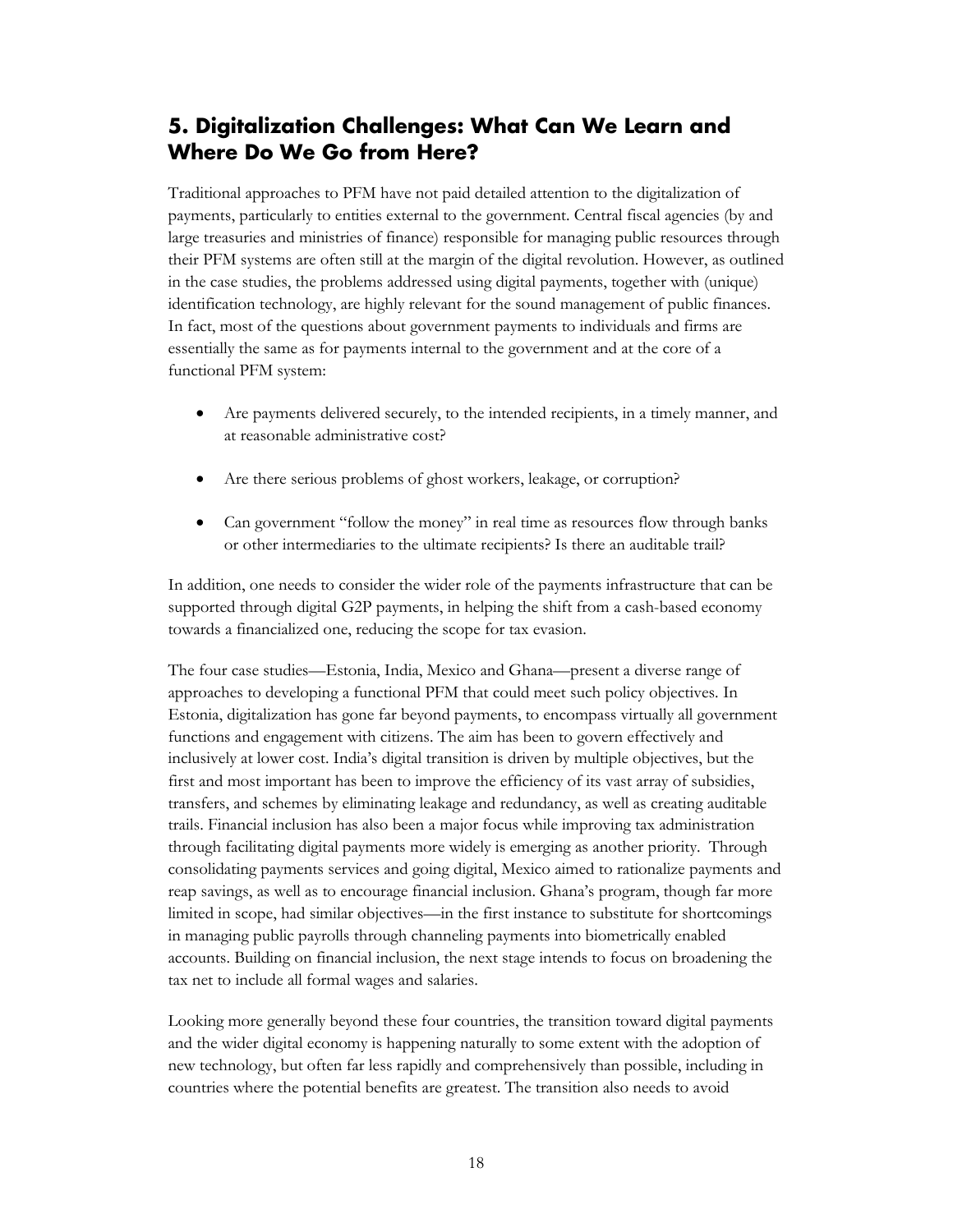## 5. Digitalization Challenges: What Can We Learn and Where Do We Go from Here?

Traditional approaches to PFM have not paid detailed attention to the digitalization of payments, particularly to entities external to the government. Central fiscal agencies (by and large treasuries and ministries of finance) responsible for managing public resources through their PFM systems are often still at the margin of the digital revolution. However, as outlined in the case studies, the problems addressed using digital payments, together with (unique) identification technology, are highly relevant for the sound management of public finances. In fact, most of the questions about government payments to individuals and firms are essentially the same as for payments internal to the government and at the core of a functional PFM system:

- Are payments delivered securely, to the intended recipients, in a timely manner, and at reasonable administrative cost?
- Are there serious problems of ghost workers, leakage, or corruption?
- Can government "follow the money" in real time as resources flow through banks or other intermediaries to the ultimate recipients? Is there an auditable trail?

In addition, one needs to consider the wider role of the payments infrastructure that can be supported through digital G2P payments, in helping the shift from a cash-based economy towards a financialized one, reducing the scope for tax evasion.

The four case studies—Estonia, India, Mexico and Ghana—present a diverse range of approaches to developing a functional PFM that could meet such policy objectives. In Estonia, digitalization has gone far beyond payments, to encompass virtually all government functions and engagement with citizens. The aim has been to govern effectively and inclusively at lower cost. India's digital transition is driven by multiple objectives, but the first and most important has been to improve the efficiency of its vast array of subsidies, transfers, and schemes by eliminating leakage and redundancy, as well as creating auditable trails. Financial inclusion has also been a major focus while improving tax administration through facilitating digital payments more widely is emerging as another priority. Through consolidating payments services and going digital, Mexico aimed to rationalize payments and reap savings, as well as to encourage financial inclusion. Ghana's program, though far more limited in scope, had similar objectives—in the first instance to substitute for shortcomings in managing public payrolls through channeling payments into biometrically enabled accounts. Building on financial inclusion, the next stage intends to focus on broadening the tax net to include all formal wages and salaries.

Looking more generally beyond these four countries, the transition toward digital payments and the wider digital economy is happening naturally to some extent with the adoption of new technology, but often far less rapidly and comprehensively than possible, including in countries where the potential benefits are greatest. The transition also needs to avoid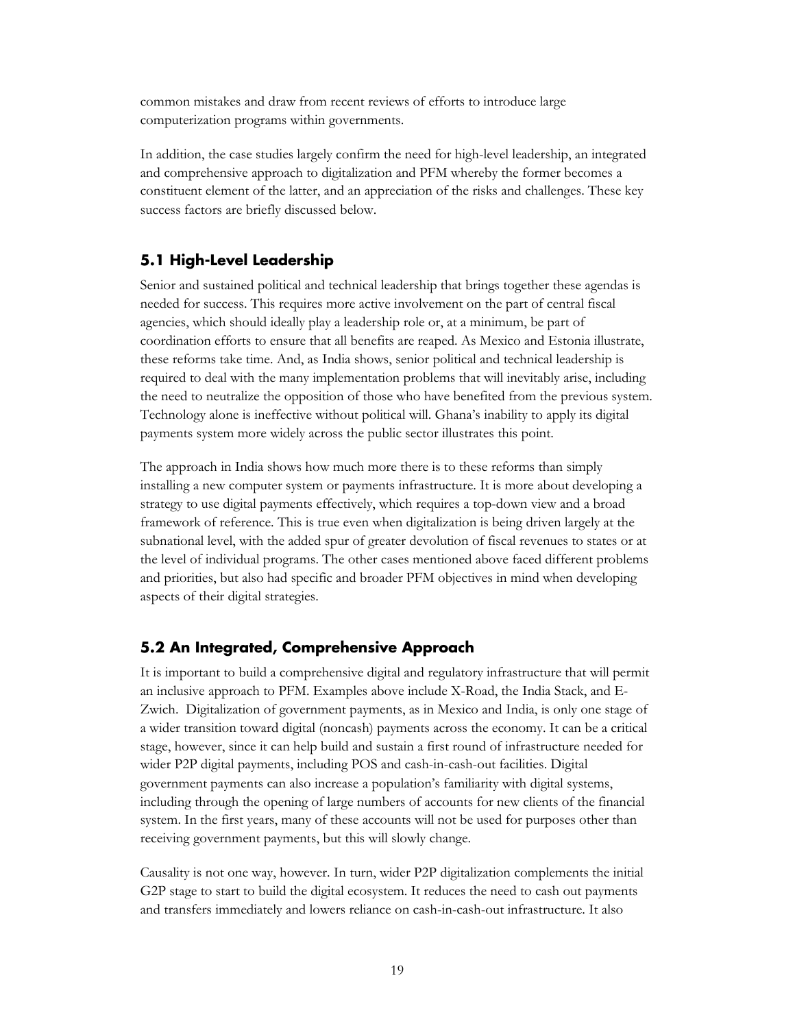common mistakes and draw from recent reviews of efforts to introduce large computerization programs within governments.

In addition, the case studies largely confirm the need for high-level leadership, an integrated and comprehensive approach to digitalization and PFM whereby the former becomes a constituent element of the latter, and an appreciation of the risks and challenges. These key success factors are briefly discussed below.

## 5.1 High-Level Leadership

Senior and sustained political and technical leadership that brings together these agendas is needed for success. This requires more active involvement on the part of central fiscal agencies, which should ideally play a leadership role or, at a minimum, be part of coordination efforts to ensure that all benefits are reaped. As Mexico and Estonia illustrate, these reforms take time. And, as India shows, senior political and technical leadership is required to deal with the many implementation problems that will inevitably arise, including the need to neutralize the opposition of those who have benefited from the previous system. Technology alone is ineffective without political will. Ghana's inability to apply its digital payments system more widely across the public sector illustrates this point.

The approach in India shows how much more there is to these reforms than simply installing a new computer system or payments infrastructure. It is more about developing a strategy to use digital payments effectively, which requires a top-down view and a broad framework of reference. This is true even when digitalization is being driven largely at the subnational level, with the added spur of greater devolution of fiscal revenues to states or at the level of individual programs. The other cases mentioned above faced different problems and priorities, but also had specific and broader PFM objectives in mind when developing aspects of their digital strategies.

## 5.2 An Integrated, Comprehensive Approach

It is important to build a comprehensive digital and regulatory infrastructure that will permit an inclusive approach to PFM. Examples above include X-Road, the India Stack, and E-Zwich. Digitalization of government payments, as in Mexico and India, is only one stage of a wider transition toward digital (noncash) payments across the economy. It can be a critical stage, however, since it can help build and sustain a first round of infrastructure needed for wider P2P digital payments, including POS and cash-in-cash-out facilities. Digital government payments can also increase a population's familiarity with digital systems, including through the opening of large numbers of accounts for new clients of the financial system. In the first years, many of these accounts will not be used for purposes other than receiving government payments, but this will slowly change.

Causality is not one way, however. In turn, wider P2P digitalization complements the initial G2P stage to start to build the digital ecosystem. It reduces the need to cash out payments and transfers immediately and lowers reliance on cash-in-cash-out infrastructure. It also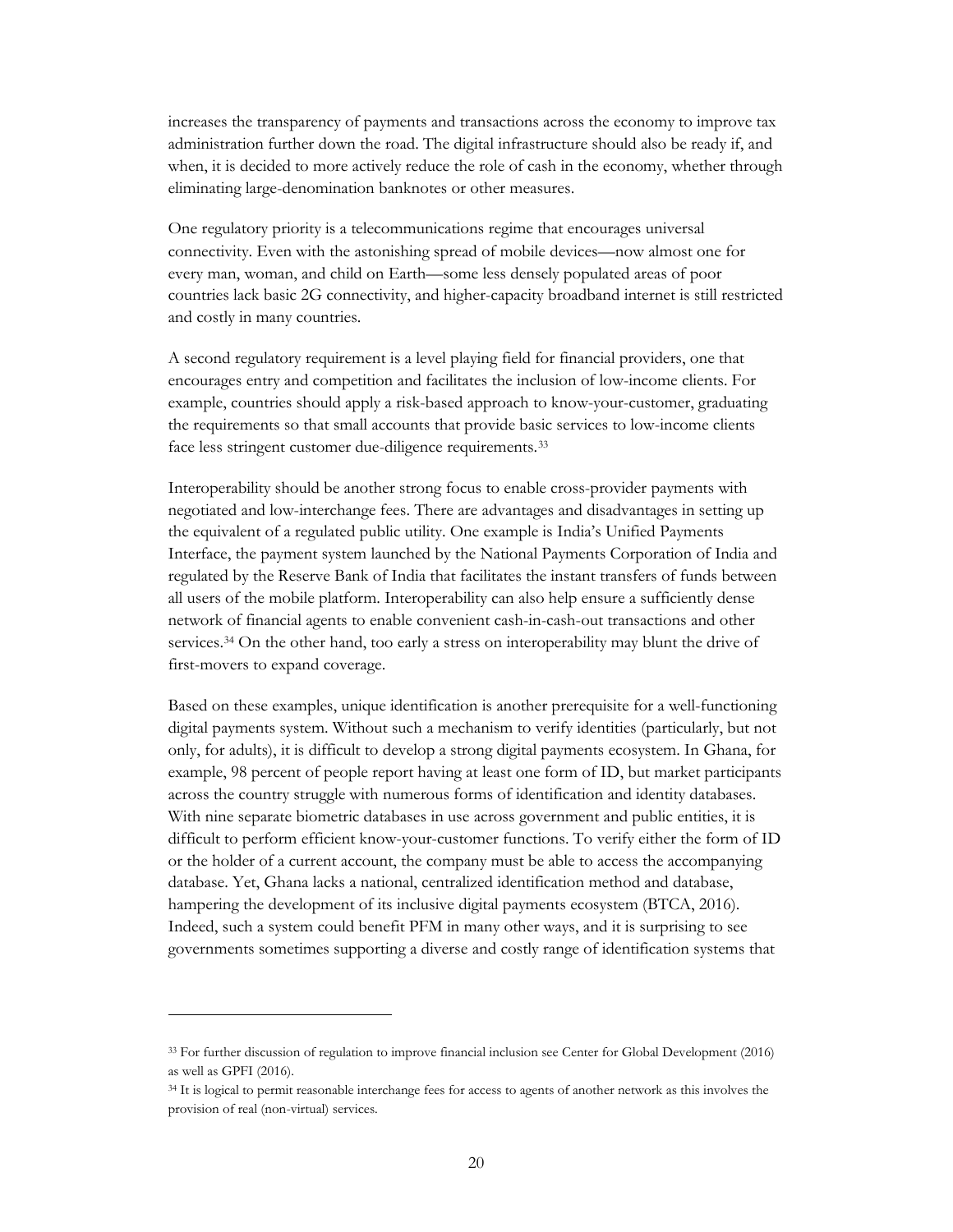increases the transparency of payments and transactions across the economy to improve tax administration further down the road. The digital infrastructure should also be ready if, and when, it is decided to more actively reduce the role of cash in the economy, whether through eliminating large-denomination banknotes or other measures.

One regulatory priority is a telecommunications regime that encourages universal connectivity. Even with the astonishing spread of mobile devices—now almost one for every man, woman, and child on Earth—some less densely populated areas of poor countries lack basic 2G connectivity, and higher-capacity broadband internet is still restricted and costly in many countries.

A second regulatory requirement is a level playing field for financial providers, one that encourages entry and competition and facilitates the inclusion of low-income clients. For example, countries should apply a risk-based approach to know-your-customer, graduating the requirements so that small accounts that provide basic services to low-income clients face less stringent customer due-diligence requirements.[33]

Interoperability should be another strong focus to enable cross-provider payments with negotiated and low-interchange fees. There are advantages and disadvantages in setting up the equivalent of a regulated public utility. One example is India's Unified Payments Interface, the payment system launched by the National Payments Corporation of India and regulated by the Reserve Bank of India that facilitates the instant transfers of funds between all users of the mobile platform. Interoperability can also help ensure a sufficiently dense network of financial agents to enable convenient cash-in-cash-out transactions and other services.[34] On the other hand, too early a stress on interoperability may blunt the drive of first-movers to expand coverage.

Based on these examples, unique identification is another prerequisite for a well-functioning digital payments system. Without such a mechanism to verify identities (particularly, but not only, for adults), it is difficult to develop a strong digital payments ecosystem. In Ghana, for example, 98 percent of people report having at least one form of ID, but market participants across the country struggle with numerous forms of identification and identity databases. With nine separate biometric databases in use across government and public entities, it is difficult to perform efficient know-your-customer functions. To verify either the form of ID or the holder of a current account, the company must be able to access the accompanying database. Yet, Ghana lacks a national, centralized identification method and database, hampering the development of its inclusive digital payments ecosystem (BTCA, 2016). Indeed, such a system could benefit PFM in many other ways, and it is surprising to see governments sometimes supporting a diverse and costly range of identification systems that

---

[33] For further discussion of regulation to improve financial inclusion see Center for Global Development (2016) as well as GPFI (2016).

[34] It is logical to permit reasonable interchange fees for access to agents of another network as this involves the provision of real (non-virtual) services.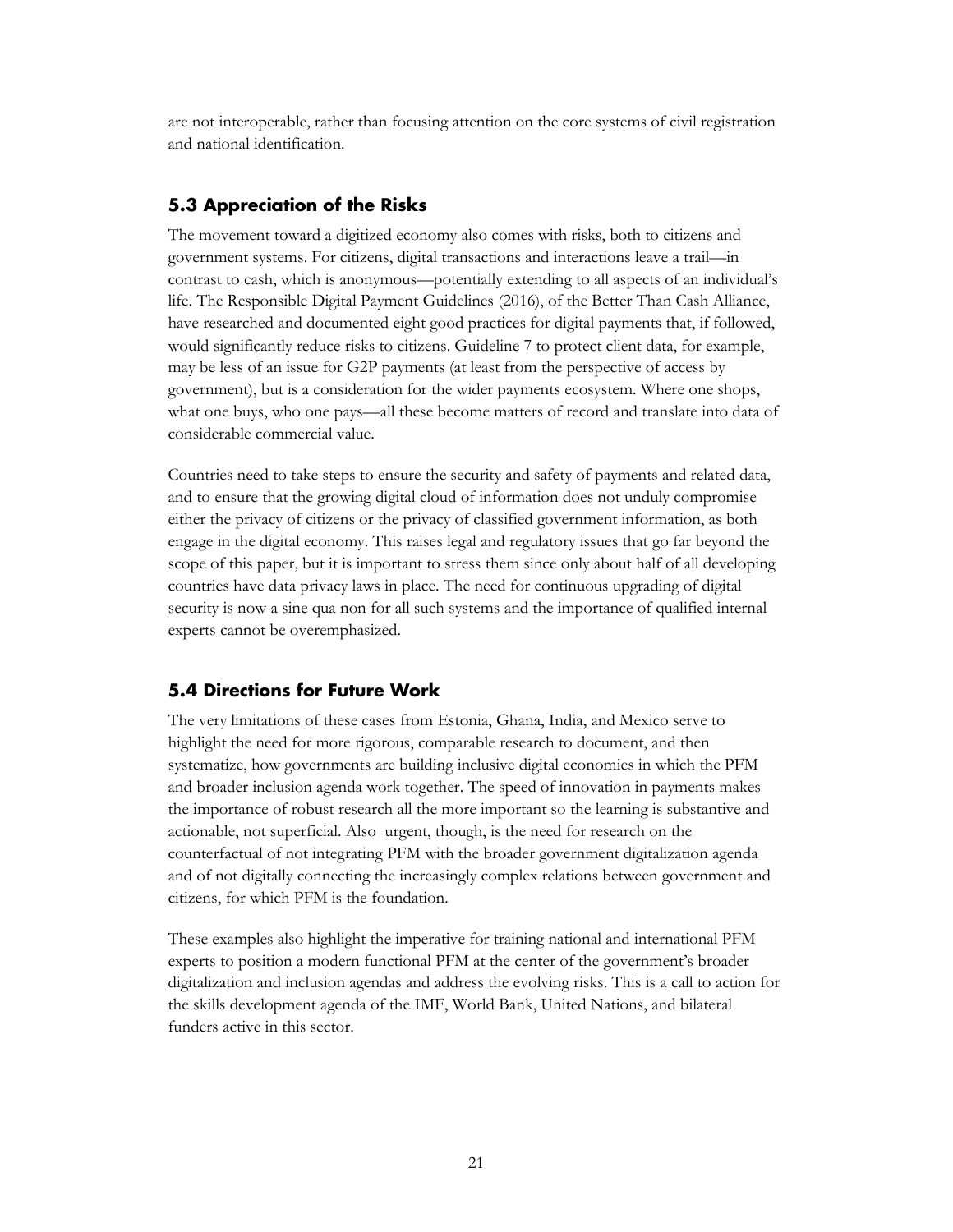are not interoperable, rather than focusing attention on the core systems of civil registration and national identification.

## 5.3 Appreciation of the Risks

The movement toward a digitized economy also comes with risks, both to citizens and government systems. For citizens, digital transactions and interactions leave a trail—in contrast to cash, which is anonymous—potentially extending to all aspects of an individual's life. The Responsible Digital Payment Guidelines (2016), of the Better Than Cash Alliance, have researched and documented eight good practices for digital payments that, if followed, would significantly reduce risks to citizens. Guideline 7 to protect client data, for example, may be less of an issue for G2P payments (at least from the perspective of access by government), but is a consideration for the wider payments ecosystem. Where one shops, what one buys, who one pays—all these become matters of record and translate into data of considerable commercial value.

Countries need to take steps to ensure the security and safety of payments and related data, and to ensure that the growing digital cloud of information does not unduly compromise either the privacy of citizens or the privacy of classified government information, as both engage in the digital economy. This raises legal and regulatory issues that go far beyond the scope of this paper, but it is important to stress them since only about half of all developing countries have data privacy laws in place. The need for continuous upgrading of digital security is now a sine qua non for all such systems and the importance of qualified internal experts cannot be overemphasized.

## 5.4 Directions for Future Work

The very limitations of these cases from Estonia, Ghana, India, and Mexico serve to highlight the need for more rigorous, comparable research to document, and then systematize, how governments are building inclusive digital economies in which the PFM and broader inclusion agenda work together. The speed of innovation in payments makes the importance of robust research all the more important so the learning is substantive and actionable, not superficial. Also urgent, though, is the need for research on the counterfactual of not integrating PFM with the broader government digitalization agenda and of not digitally connecting the increasingly complex relations between government and citizens, for which PFM is the foundation.

These examples also highlight the imperative for training national and international PFM experts to position a modern functional PFM at the center of the government's broader digitalization and inclusion agendas and address the evolving risks. This is a call to action for the skills development agenda of the IMF, World Bank, United Nations, and bilateral funders active in this sector.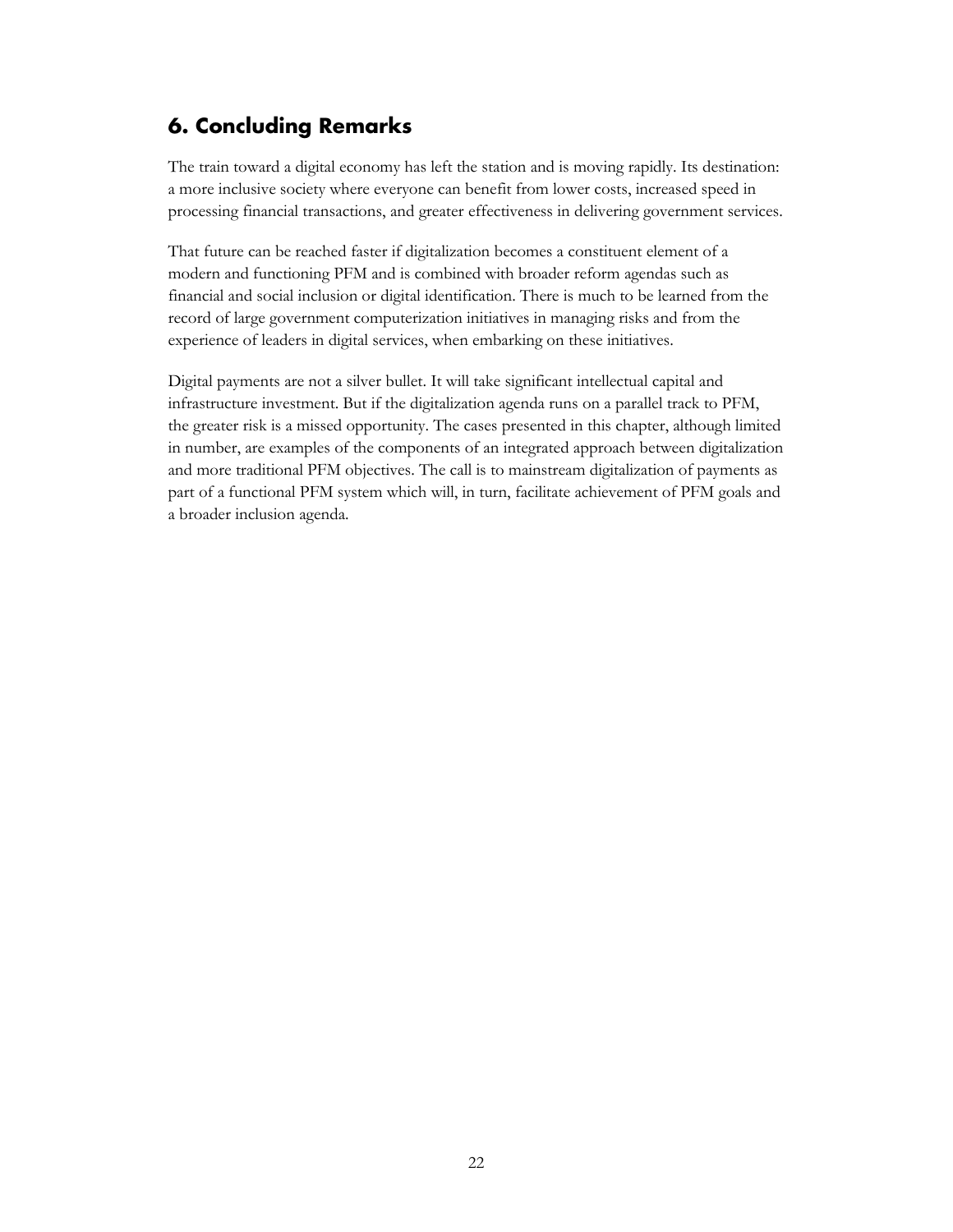## 6. Concluding Remarks

The train toward a digital economy has left the station and is moving rapidly. Its destination: a more inclusive society where everyone can benefit from lower costs, increased speed in processing financial transactions, and greater effectiveness in delivering government services.

That future can be reached faster if digitalization becomes a constituent element of a modern and functioning PFM and is combined with broader reform agendas such as financial and social inclusion or digital identification. There is much to be learned from the record of large government computerization initiatives in managing risks and from the experience of leaders in digital services, when embarking on these initiatives.

Digital payments are not a silver bullet. It will take significant intellectual capital and infrastructure investment. But if the digitalization agenda runs on a parallel track to PFM, the greater risk is a missed opportunity. The cases presented in this chapter, although limited in number, are examples of the components of an integrated approach between digitalization and more traditional PFM objectives. The call is to mainstream digitalization of payments as part of a functional PFM system which will, in turn, facilitate achievement of PFM goals and a broader inclusion agenda.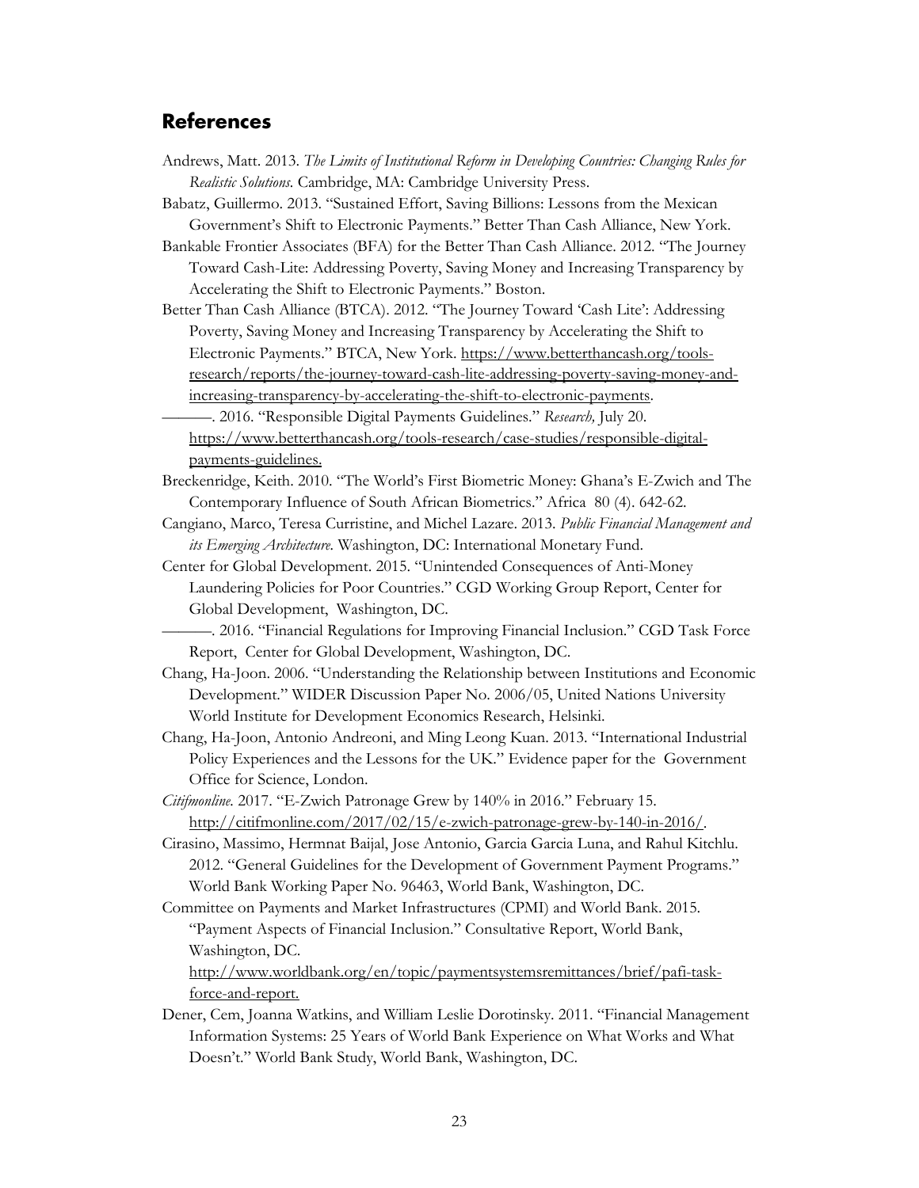## References

Andrews, Matt. 2013. *The Limits of Institutional Reform in Developing Countries: Changing Rules for Realistic Solutions.* Cambridge, MA: Cambridge University Press.

Babatz, Guillermo. 2013. "Sustained Effort, Saving Billions: Lessons from the Mexican Government's Shift to Electronic Payments." Better Than Cash Alliance, New York.

Bankable Frontier Associates (BFA) for the Better Than Cash Alliance. 2012. "The Journey Toward Cash-Lite: Addressing Poverty, Saving Money and Increasing Transparency by Accelerating the Shift to Electronic Payments." Boston.

Better Than Cash Alliance (BTCA). 2012. "The Journey Toward 'Cash Lite': Addressing Poverty, Saving Money and Increasing Transparency by Accelerating the Shift to Electronic Payments." BTCA, New York. https://www.betterthancash.org/tools-research/reports/the-journey-toward-cash-lite-addressing-poverty-saving-money-and-increasing-transparency-by-accelerating-the-shift-to-electronic-payments.

———. 2016. "Responsible Digital Payments Guidelines." *Research,* July 20. https://www.betterthancash.org/tools-research/case-studies/responsible-digital-payments-guidelines.

Breckenridge, Keith. 2010. "The World's First Biometric Money: Ghana's E-Zwich and The Contemporary Influence of South African Biometrics." Africa 80 (4). 642-62.

Cangiano, Marco, Teresa Curristine, and Michel Lazare. 2013. *Public Financial Management and its Emerging Architecture.* Washington, DC: International Monetary Fund.

Center for Global Development. 2015. "Unintended Consequences of Anti-Money Laundering Policies for Poor Countries." CGD Working Group Report, Center for Global Development, Washington, DC.

———. 2016. "Financial Regulations for Improving Financial Inclusion." CGD Task Force Report, Center for Global Development, Washington, DC.

Chang, Ha-Joon. 2006. "Understanding the Relationship between Institutions and Economic Development." WIDER Discussion Paper No. 2006/05, United Nations University World Institute for Development Economics Research, Helsinki.

Chang, Ha-Joon, Antonio Andreoni, and Ming Leong Kuan. 2013. "International Industrial Policy Experiences and the Lessons for the UK." Evidence paper for the Government Office for Science, London.

*Citifmonline.* 2017. "E-Zwich Patronage Grew by 140% in 2016." February 15. http://citifmonline.com/2017/02/15/e-zwich-patronage-grew-by-140-in-2016/.

Cirasino, Massimo, Hermnat Baijal, Jose Antonio, Garcia Garcia Luna, and Rahul Kitchlu. 2012. "General Guidelines for the Development of Government Payment Programs." World Bank Working Paper No. 96463, World Bank, Washington, DC.

Committee on Payments and Market Infrastructures (CPMI) and World Bank. 2015. "Payment Aspects of Financial Inclusion." Consultative Report, World Bank, Washington, DC. http://www.worldbank.org/en/topic/paymentsystemsremittances/brief/pafi-task-force-and-report.

Dener, Cem, Joanna Watkins, and William Leslie Dorotinsky. 2011. "Financial Management Information Systems: 25 Years of World Bank Experience on What Works and What Doesn't." World Bank Study, World Bank, Washington, DC.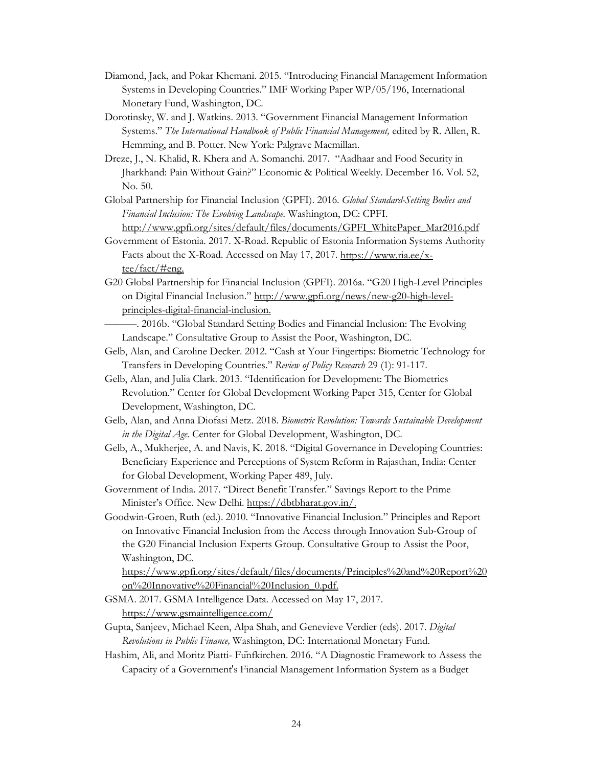Diamond, Jack, and Pokar Khemani. 2015. "Introducing Financial Management Information Systems in Developing Countries." IMF Working Paper WP/05/196, International Monetary Fund, Washington, DC.

Dorotinsky, W. and J. Watkins. 2013. "Government Financial Management Information Systems." *The International Handbook of Public Financial Management,* edited by R. Allen, R. Hemming, and B. Potter. New York: Palgrave Macmillan.

Dreze, J., N. Khalid, R. Khera and A. Somanchi. 2017. "Aadhaar and Food Security in Jharkhand: Pain Without Gain?" Economic & Political Weekly. December 16. Vol. 52, No. 50.

Global Partnership for Financial Inclusion (GPFI). 2016. *Global Standard-Setting Bodies and Financial Inclusion: The Evolving Landscape.* Washington, DC: CPFI. http://www.gpfi.org/sites/default/files/documents/GPFI_WhitePaper_Mar2016.pdf

Government of Estonia. 2017. X-Road. Republic of Estonia Information Systems Authority Facts about the X-Road. Accessed on May 17, 2017. https://www.ria.ee/x-tee/fact/#eng.

G20 Global Partnership for Financial Inclusion (GPFI). 2016a. "G20 High-Level Principles on Digital Financial Inclusion." http://www.gpfi.org/news/new-g20-high-level-principles-digital-financial-inclusion.

———. 2016b. "Global Standard Setting Bodies and Financial Inclusion: The Evolving Landscape." Consultative Group to Assist the Poor, Washington, DC.

Gelb, Alan, and Caroline Decker. 2012. "Cash at Your Fingertips: Biometric Technology for Transfers in Developing Countries." *Review of Policy Research* 29 (1): 91-117.

Gelb, Alan, and Julia Clark. 2013. "Identification for Development: The Biometrics Revolution." Center for Global Development Working Paper 315, Center for Global Development, Washington, DC.

Gelb, Alan, and Anna Diofasi Metz. 2018. *Biometric Revolution: Towards Sustainable Development in the Digital Age.* Center for Global Development, Washington, DC.

Gelb, A., Mukherjee, A. and Navis, K. 2018. "Digital Governance in Developing Countries: Beneficiary Experience and Perceptions of System Reform in Rajasthan, India: Center for Global Development, Working Paper 489, July.

Government of India. 2017. "Direct Benefit Transfer." Savings Report to the Prime Minister's Office. New Delhi. https://dbtbharat.gov.in/.

Goodwin-Groen, Ruth (ed.). 2010. "Innovative Financial Inclusion." Principles and Report on Innovative Financial Inclusion from the Access through Innovation Sub-Group of the G20 Financial Inclusion Experts Group. Consultative Group to Assist the Poor, Washington, DC. https://www.gpfi.org/sites/default/files/documents/Principles%20and%20Report%20on%20Innovative%20Financial%20Inclusion_0.pdf.

GSMA. 2017. GSMA Intelligence Data. Accessed on May 17, 2017. https://www.gsmaintelligence.com/

Gupta, Sanjeev, Michael Keen, Alpa Shah, and Genevieve Verdier (eds). 2017. *Digital Revolutions in Public Finance,* Washington, DC: International Monetary Fund.

Hashim, Ali, and Moritz Piatti- Fünfkirchen. 2016. "A Diagnostic Framework to Assess the Capacity of a Government's Financial Management Information System as a Budget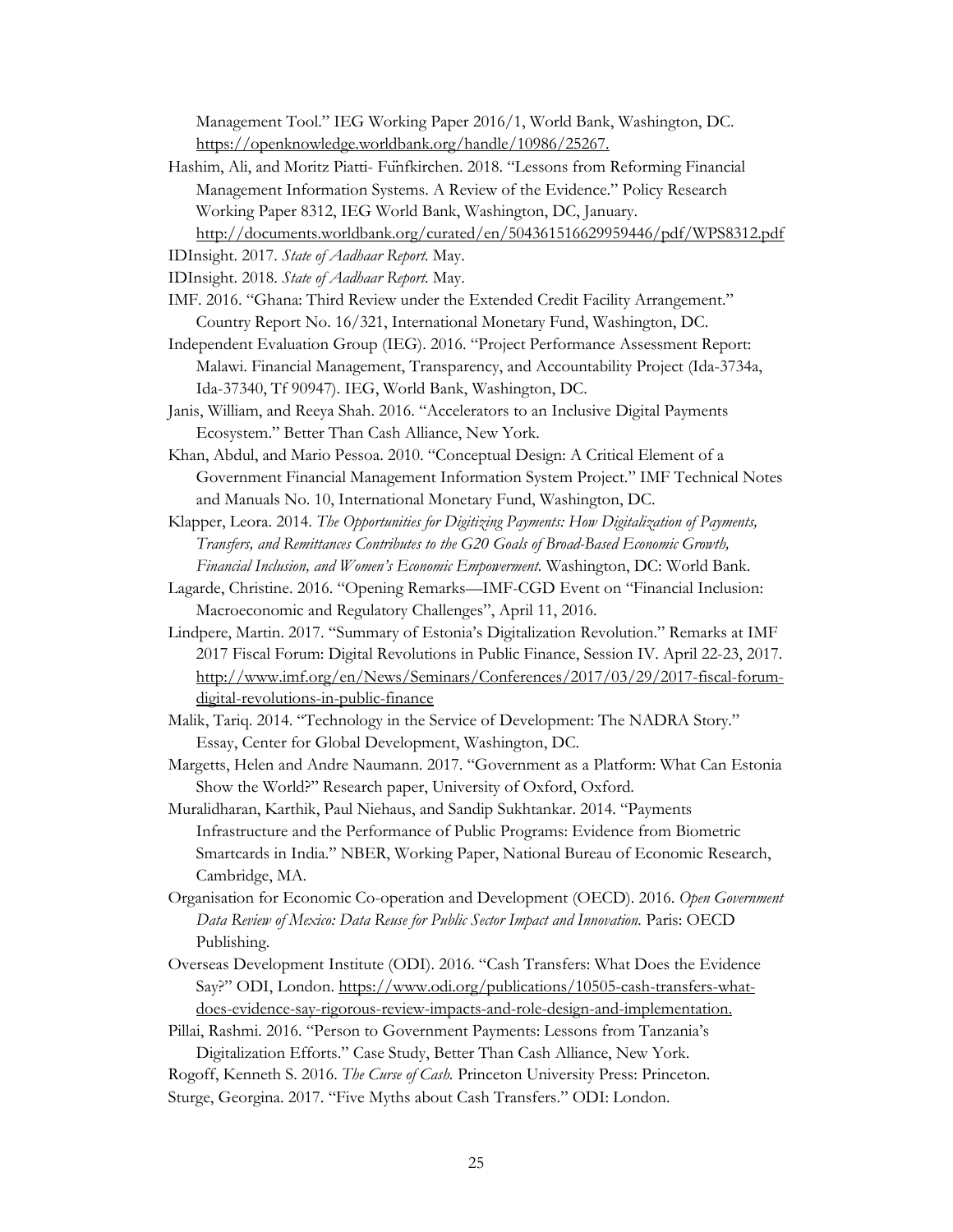Management Tool." IEG Working Paper 2016/1, World Bank, Washington, DC. https://openknowledge.worldbank.org/handle/10986/25267.

Hashim, Ali, and Moritz Piatti- Fünfkirchen. 2018. "Lessons from Reforming Financial Management Information Systems. A Review of the Evidence." Policy Research Working Paper 8312, IEG World Bank, Washington, DC, January. http://documents.worldbank.org/curated/en/504361516629959446/pdf/WPS8312.pdf

IDInsight. 2017. *State of Aadhaar Report.* May.

IDInsight. 2018. *State of Aadhaar Report.* May.

IMF. 2016. "Ghana: Third Review under the Extended Credit Facility Arrangement." Country Report No. 16/321, International Monetary Fund, Washington, DC.

Independent Evaluation Group (IEG). 2016. "Project Performance Assessment Report: Malawi. Financial Management, Transparency, and Accountability Project (Ida-3734a, Ida-37340, Tf 90947). IEG, World Bank, Washington, DC.

Janis, William, and Reeya Shah. 2016. "Accelerators to an Inclusive Digital Payments Ecosystem." Better Than Cash Alliance, New York.

Khan, Abdul, and Mario Pessoa. 2010. "Conceptual Design: A Critical Element of a Government Financial Management Information System Project." IMF Technical Notes and Manuals No. 10, International Monetary Fund, Washington, DC.

Klapper, Leora. 2014. *The Opportunities for Digitizing Payments: How Digitalization of Payments, Transfers, and Remittances Contributes to the G20 Goals of Broad-Based Economic Growth, Financial Inclusion, and Women's Economic Empowerment.* Washington, DC: World Bank.

Lagarde, Christine. 2016. "Opening Remarks—IMF-CGD Event on "Financial Inclusion: Macroeconomic and Regulatory Challenges", April 11, 2016.

Lindpere, Martin. 2017. "Summary of Estonia's Digitalization Revolution." Remarks at IMF 2017 Fiscal Forum: Digital Revolutions in Public Finance, Session IV. April 22-23, 2017. http://www.imf.org/en/News/Seminars/Conferences/2017/03/29/2017-fiscal-forum-digital-revolutions-in-public-finance

Malik, Tariq. 2014. "Technology in the Service of Development: The NADRA Story." Essay, Center for Global Development, Washington, DC.

Margetts, Helen and Andre Naumann. 2017. "Government as a Platform: What Can Estonia Show the World?" Research paper, University of Oxford, Oxford.

Muralidharan, Karthik, Paul Niehaus, and Sandip Sukhtankar. 2014. "Payments Infrastructure and the Performance of Public Programs: Evidence from Biometric Smartcards in India." NBER, Working Paper, National Bureau of Economic Research, Cambridge, MA.

Organisation for Economic Co-operation and Development (OECD). 2016. *Open Government Data Review of Mexico: Data Reuse for Public Sector Impact and Innovation.* Paris: OECD Publishing.

Overseas Development Institute (ODI). 2016. "Cash Transfers: What Does the Evidence Say?" ODI, London. https://www.odi.org/publications/10505-cash-transfers-what-does-evidence-say-rigorous-review-impacts-and-role-design-and-implementation.

Pillai, Rashmi. 2016. "Person to Government Payments: Lessons from Tanzania's Digitalization Efforts." Case Study, Better Than Cash Alliance, New York.

Rogoff, Kenneth S. 2016. *The Curse of Cash.* Princeton University Press: Princeton.

Sturge, Georgina. 2017. "Five Myths about Cash Transfers." ODI: London.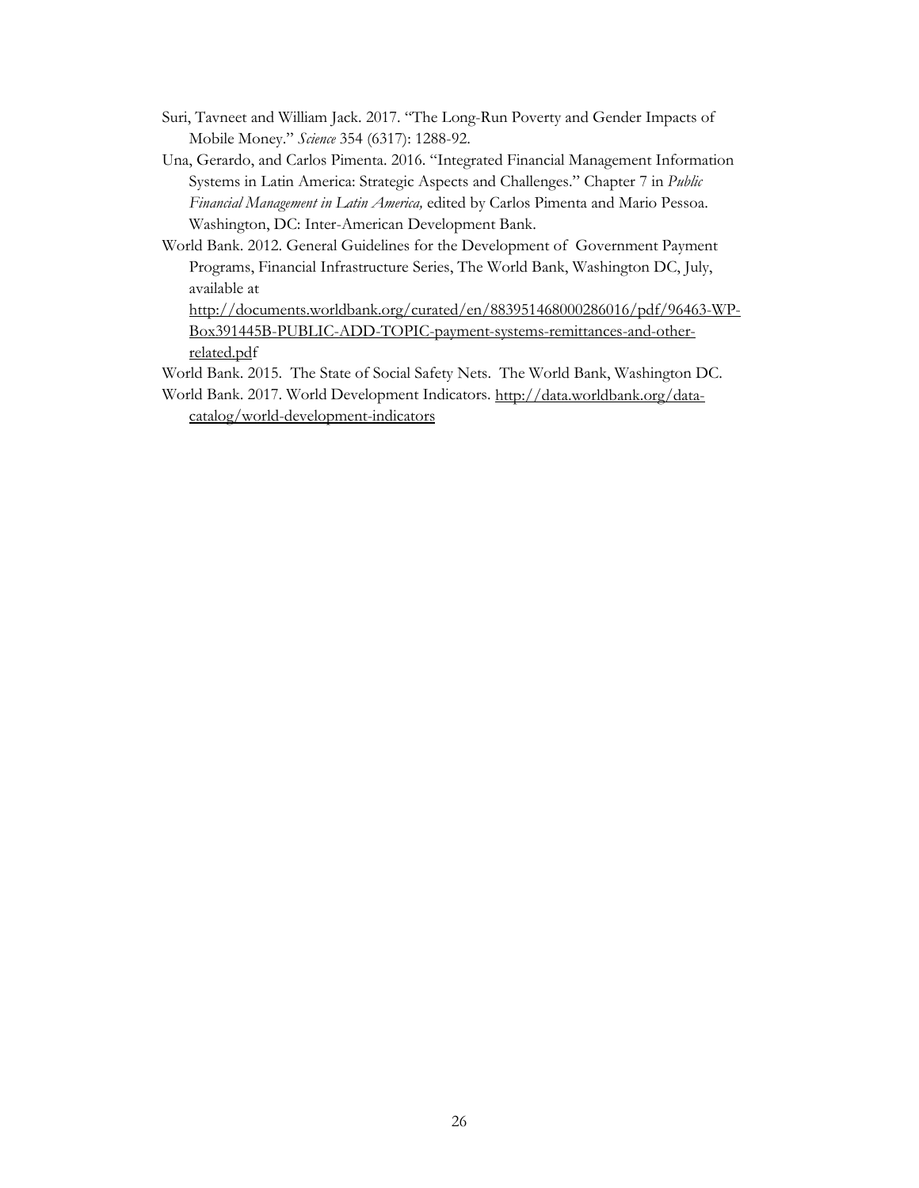Suri, Tavneet and William Jack. 2017. "The Long-Run Poverty and Gender Impacts of Mobile Money." *Science* 354 (6317): 1288-92.

Una, Gerardo, and Carlos Pimenta. 2016. "Integrated Financial Management Information Systems in Latin America: Strategic Aspects and Challenges." Chapter 7 in *Public Financial Management in Latin America,* edited by Carlos Pimenta and Mario Pessoa. Washington, DC: Inter-American Development Bank.

World Bank. 2012. General Guidelines for the Development of Government Payment Programs, Financial Infrastructure Series, The World Bank, Washington DC, July, available at http://documents.worldbank.org/curated/en/883951468000286016/pdf/96463-WP-Box391445B-PUBLIC-ADD-TOPIC-payment-systems-remittances-and-other-related.pdf

World Bank. 2015. The State of Social Safety Nets. The World Bank, Washington DC.

World Bank. 2017. World Development Indicators. http://data.worldbank.org/data-catalog/world-development-indicators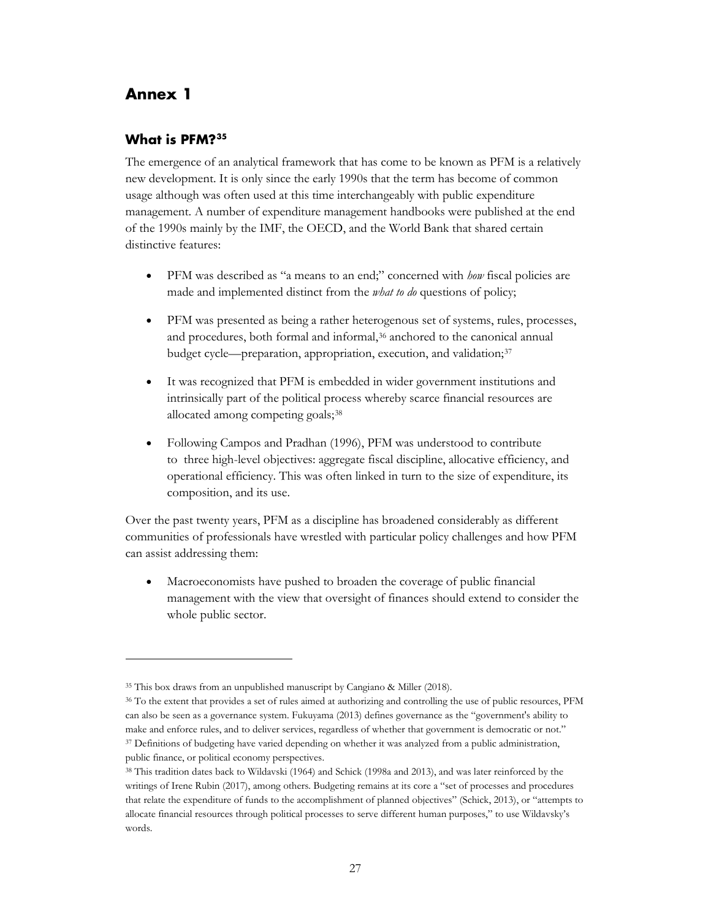# Annex 1

## What is PFM?[35]

The emergence of an analytical framework that has come to be known as PFM is a relatively new development. It is only since the early 1990s that the term has become of common usage although was often used at this time interchangeably with public expenditure management. A number of expenditure management handbooks were published at the end of the 1990s mainly by the IMF, the OECD, and the World Bank that shared certain distinctive features:

- PFM was described as "a means to an end;" concerned with *how* fiscal policies are made and implemented distinct from the *what to do* questions of policy;
- PFM was presented as being a rather heterogenous set of systems, rules, processes, and procedures, both formal and informal,[36] anchored to the canonical annual budget cycle—preparation, appropriation, execution, and validation;[37]
- It was recognized that PFM is embedded in wider government institutions and intrinsically part of the political process whereby scarce financial resources are allocated among competing goals;[38]
- Following Campos and Pradhan (1996), PFM was understood to contribute to three high-level objectives: aggregate fiscal discipline, allocative efficiency, and operational efficiency. This was often linked in turn to the size of expenditure, its composition, and its use.

Over the past twenty years, PFM as a discipline has broadened considerably as different communities of professionals have wrestled with particular policy challenges and how PFM can assist addressing them:

- Macroeconomists have pushed to broaden the coverage of public financial management with the view that oversight of finances should extend to consider the whole public sector.

---

[35] This box draws from an unpublished manuscript by Cangiano & Miller (2018).

[36] To the extent that provides a set of rules aimed at authorizing and controlling the use of public resources, PFM can also be seen as a governance system. Fukuyama (2013) defines governance as the "government's ability to make and enforce rules, and to deliver services, regardless of whether that government is democratic or not."

[37] Definitions of budgeting have varied depending on whether it was analyzed from a public administration, public finance, or political economy perspectives.

[38] This tradition dates back to Wildavski (1964) and Schick (1998a and 2013), and was later reinforced by the writings of Irene Rubin (2017), among others. Budgeting remains at its core a "set of processes and procedures that relate the expenditure of funds to the accomplishment of planned objectives" (Schick, 2013), or "attempts to allocate financial resources through political processes to serve different human purposes," to use Wildavsky's words.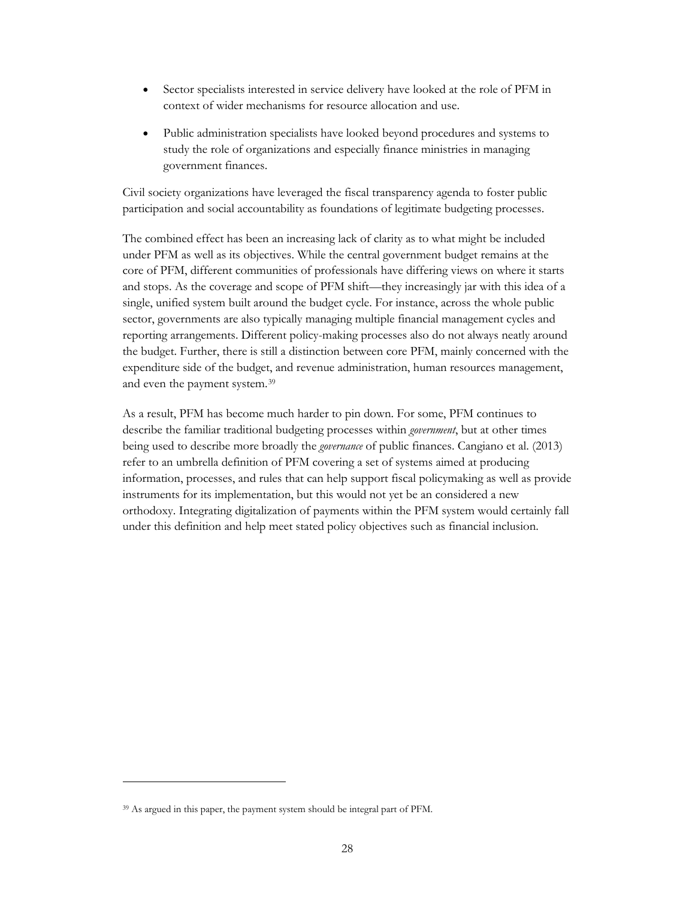- Sector specialists interested in service delivery have looked at the role of PFM in context of wider mechanisms for resource allocation and use.
- Public administration specialists have looked beyond procedures and systems to study the role of organizations and especially finance ministries in managing government finances.

Civil society organizations have leveraged the fiscal transparency agenda to foster public participation and social accountability as foundations of legitimate budgeting processes.

The combined effect has been an increasing lack of clarity as to what might be included under PFM as well as its objectives. While the central government budget remains at the core of PFM, different communities of professionals have differing views on where it starts and stops. As the coverage and scope of PFM shift—they increasingly jar with this idea of a single, unified system built around the budget cycle. For instance, across the whole public sector, governments are also typically managing multiple financial management cycles and reporting arrangements. Different policy-making processes also do not always neatly around the budget. Further, there is still a distinction between core PFM, mainly concerned with the expenditure side of the budget, and revenue administration, human resources management, and even the payment system.[39]

As a result, PFM has become much harder to pin down. For some, PFM continues to describe the familiar traditional budgeting processes within *government*, but at other times being used to describe more broadly the *governance* of public finances. Cangiano et al. (2013) refer to an umbrella definition of PFM covering a set of systems aimed at producing information, processes, and rules that can help support fiscal policymaking as well as provide instruments for its implementation, but this would not yet be an considered a new orthodoxy. Integrating digitalization of payments within the PFM system would certainly fall under this definition and help meet stated policy objectives such as financial inclusion.

[39] As argued in this paper, the payment system should be integral part of PFM.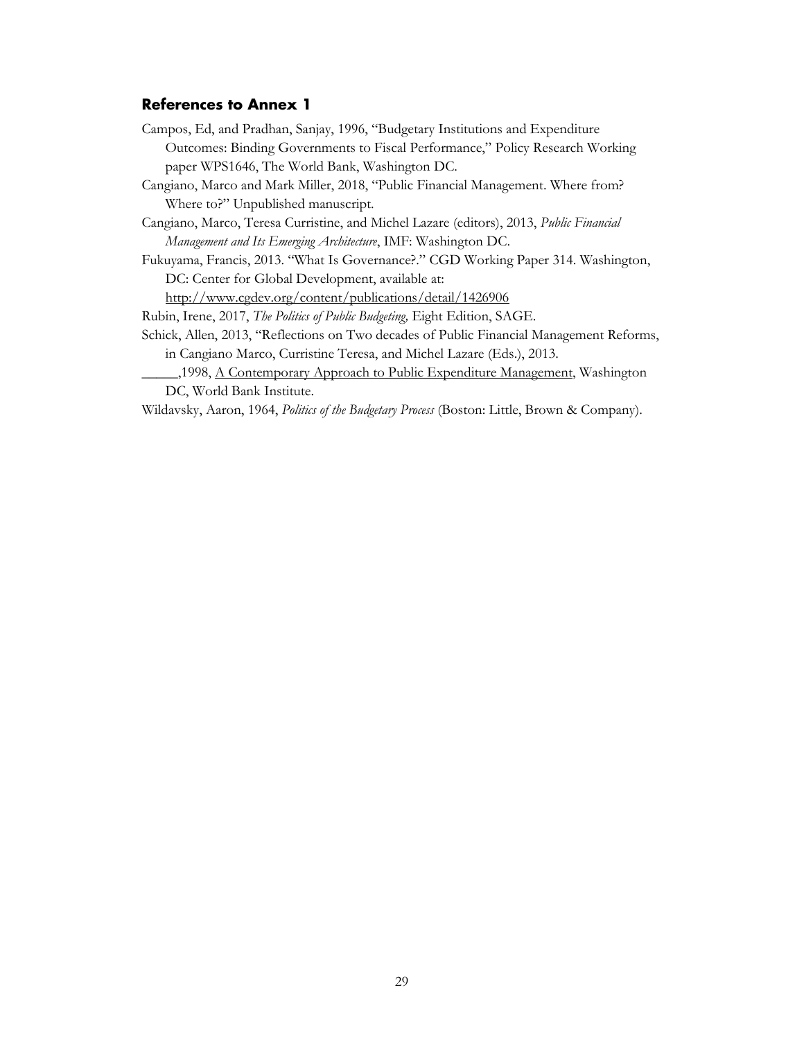### References to Annex 1

Campos, Ed, and Pradhan, Sanjay, 1996, "Budgetary Institutions and Expenditure Outcomes: Binding Governments to Fiscal Performance," Policy Research Working paper WPS1646, The World Bank, Washington DC.

Cangiano, Marco and Mark Miller, 2018, "Public Financial Management. Where from? Where to?" Unpublished manuscript.

Cangiano, Marco, Teresa Curristine, and Michel Lazare (editors), 2013, *Public Financial Management and Its Emerging Architecture*, IMF: Washington DC.

Fukuyama, Francis, 2013. "What Is Governance?." CGD Working Paper 314. Washington, DC: Center for Global Development, available at: http://www.cgdev.org/content/publications/detail/1426906

Rubin, Irene, 2017, *The Politics of Public Budgeting,* Eight Edition, SAGE.

Schick, Allen, 2013, "Reflections on Two decades of Public Financial Management Reforms, in Cangiano Marco, Curristine Teresa, and Michel Lazare (Eds.), 2013.

_____,1998, A Contemporary Approach to Public Expenditure Management, Washington DC, World Bank Institute.

Wildavsky, Aaron, 1964, *Politics of the Budgetary Process* (Boston: Little, Brown & Company).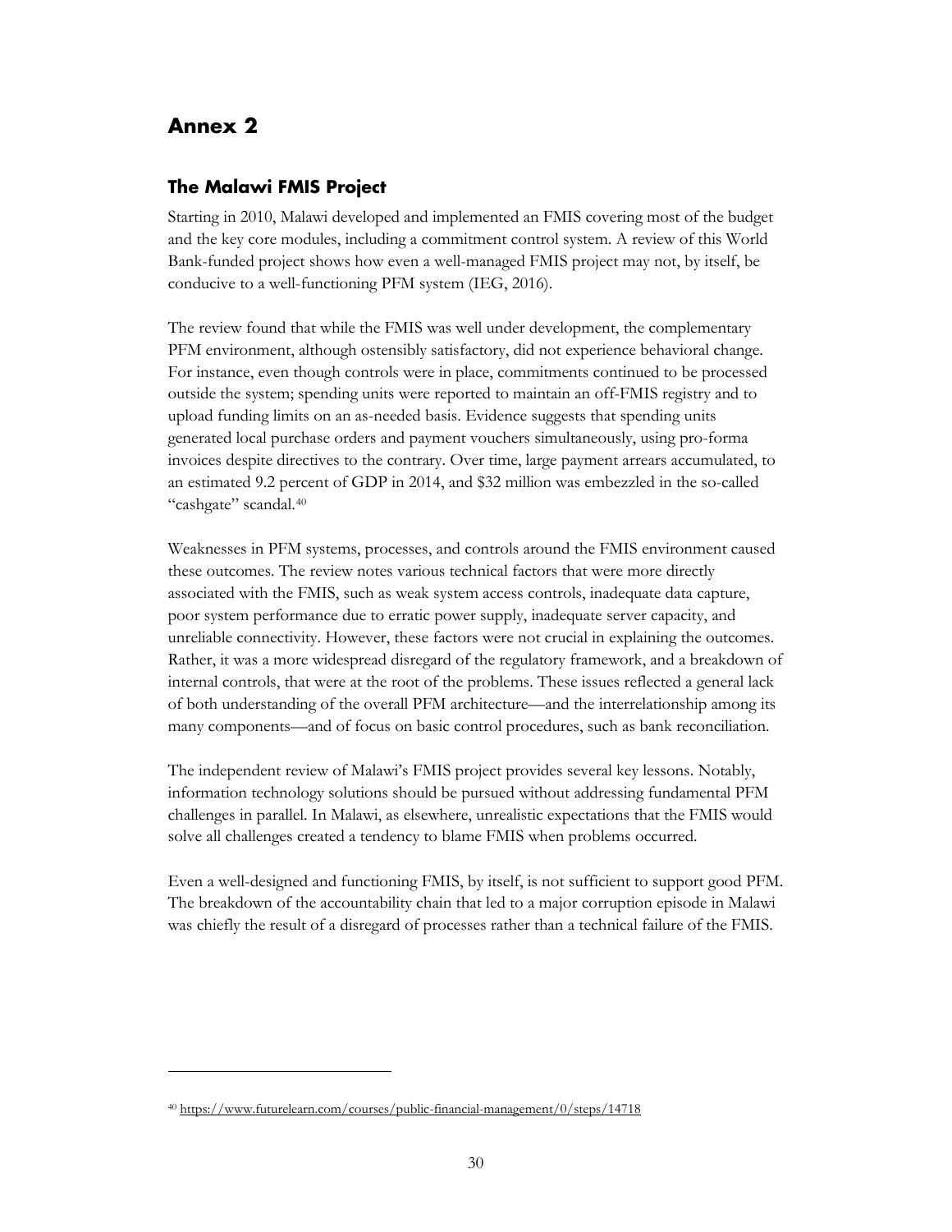# Annex 2

## The Malawi FMIS Project

Starting in 2010, Malawi developed and implemented an FMIS covering most of the budget and the key core modules, including a commitment control system. A review of this World Bank-funded project shows how even a well-managed FMIS project may not, by itself, be conducive to a well-functioning PFM system (IEG, 2016).

The review found that while the FMIS was well under development, the complementary PFM environment, although ostensibly satisfactory, did not experience behavioral change. For instance, even though controls were in place, commitments continued to be processed outside the system; spending units were reported to maintain an off-FMIS registry and to upload funding limits on an as-needed basis. Evidence suggests that spending units generated local purchase orders and payment vouchers simultaneously, using pro-forma invoices despite directives to the contrary. Over time, large payment arrears accumulated, to an estimated 9.2 percent of GDP in 2014, and $32 million was embezzled in the so-called "cashgate" scandal.[40]

Weaknesses in PFM systems, processes, and controls around the FMIS environment caused these outcomes. The review notes various technical factors that were more directly associated with the FMIS, such as weak system access controls, inadequate data capture, poor system performance due to erratic power supply, inadequate server capacity, and unreliable connectivity. However, these factors were not crucial in explaining the outcomes. Rather, it was a more widespread disregard of the regulatory framework, and a breakdown of internal controls, that were at the root of the problems. These issues reflected a general lack of both understanding of the overall PFM architecture—and the interrelationship among its many components—and of focus on basic control procedures, such as bank reconciliation.

The independent review of Malawi's FMIS project provides several key lessons. Notably, information technology solutions should be pursued without addressing fundamental PFM challenges in parallel. In Malawi, as elsewhere, unrealistic expectations that the FMIS would solve all challenges created a tendency to blame FMIS when problems occurred.

Even a well-designed and functioning FMIS, by itself, is not sufficient to support good PFM. The breakdown of the accountability chain that led to a major corruption episode in Malawi was chiefly the result of a disregard of processes rather than a technical failure of the FMIS.

---

[40] https://www.futurelearn.com/courses/public-financial-management/0/steps/14718